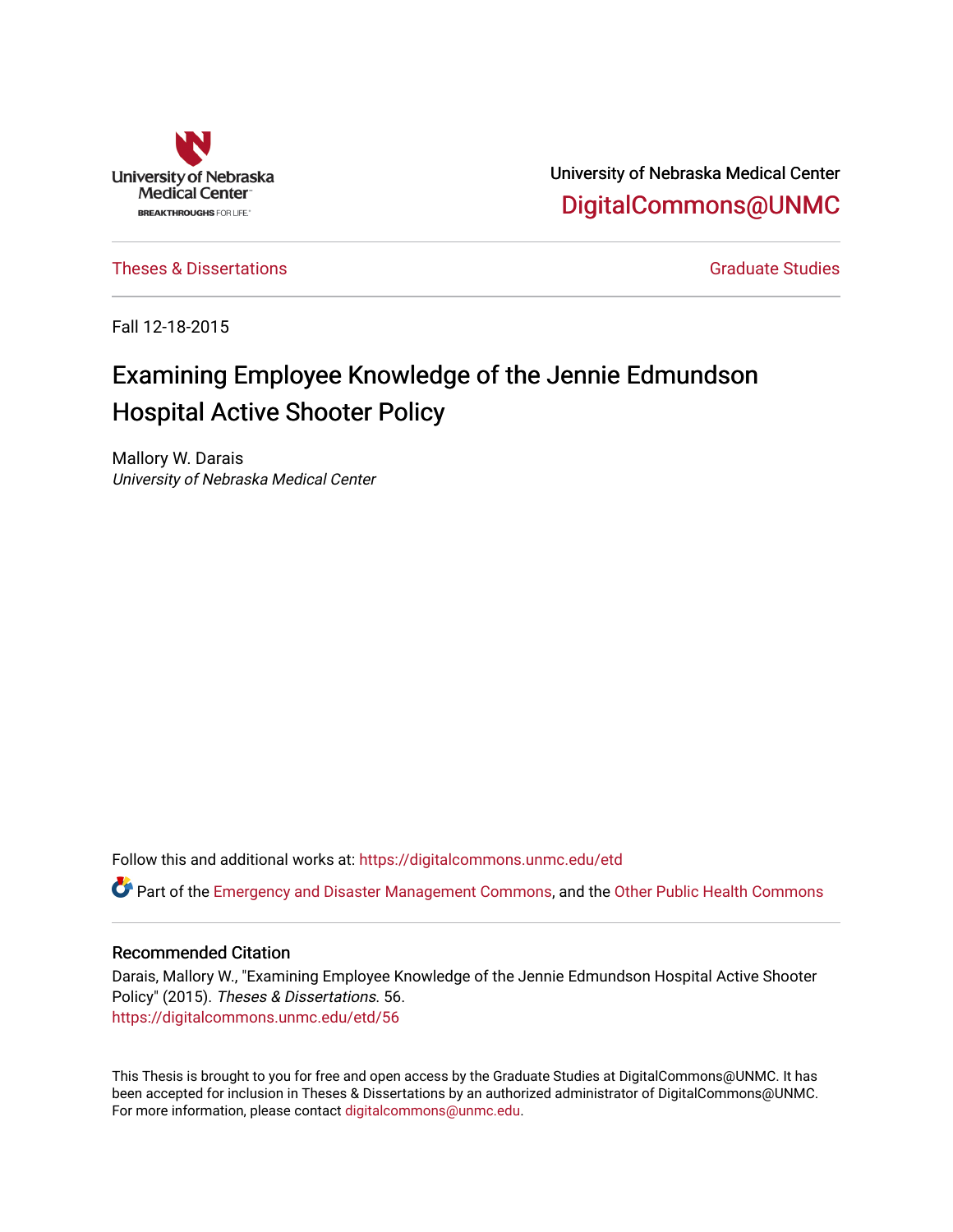University of Nebraska Medical Center

BREAKTHROUGHS FOR LIFE.

University of Nebraska Medical Center

DigitalCommons@UNMC

Theses & Dissertations

Graduate Studies

Fall 12-18-2015

# Examining Employee Knowledge of the Jennie Edmundson Hospital Active Shooter Policy

Mallory W. Darais
*University of Nebraska Medical Center*

Follow this and additional works at: https://digitalcommons.unmc.edu/etd

Part of the Emergency and Disaster Management Commons, and the Other Public Health Commons

## Recommended Citation

Darais, Mallory W., "Examining Employee Knowledge of the Jennie Edmundson Hospital Active Shooter Policy" (2015). *Theses & Dissertations*. 56.
https://digitalcommons.unmc.edu/etd/56

This Thesis is brought to you for free and open access by the Graduate Studies at DigitalCommons@UNMC. It has been accepted for inclusion in Theses & Dissertations by an authorized administrator of DigitalCommons@UNMC. For more information, please contact digitalcommons@unmc.edu.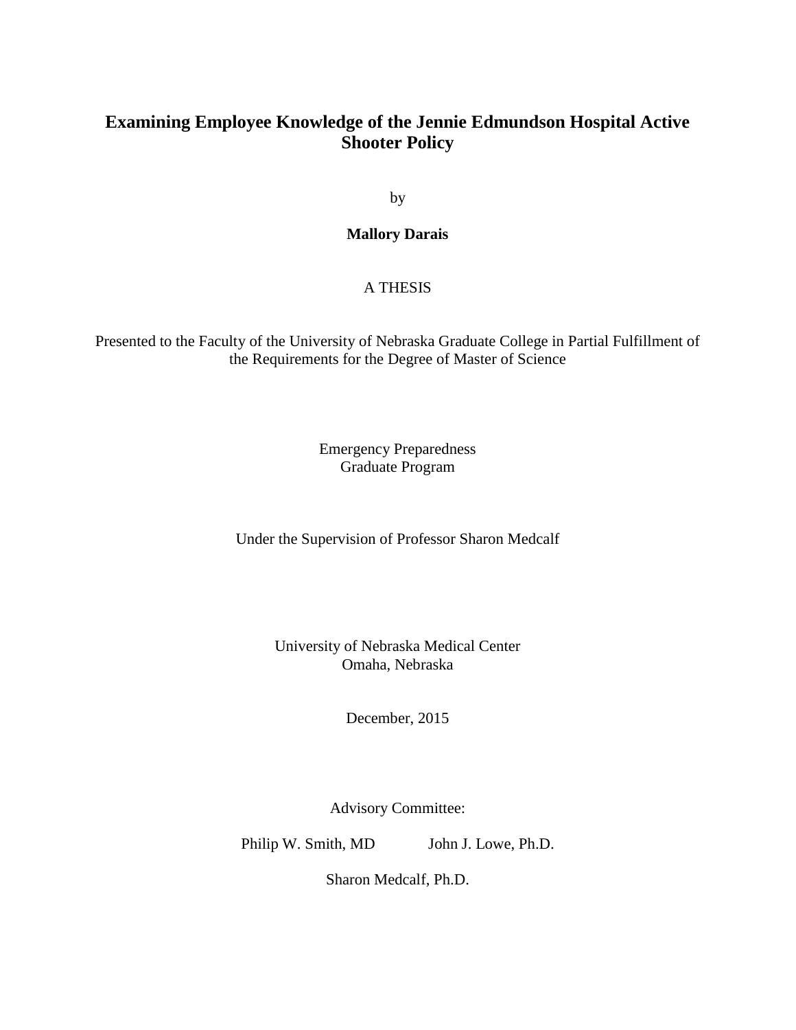# Examining Employee Knowledge of the Jennie Edmundson Hospital Active Shooter Policy

by

**Mallory Darais**

A THESIS

Presented to the Faculty of the University of Nebraska Graduate College in Partial Fulfillment of the Requirements for the Degree of Master of Science

Emergency Preparedness
Graduate Program

Under the Supervision of Professor Sharon Medcalf

University of Nebraska Medical Center
Omaha, Nebraska

December, 2015

Advisory Committee:

Philip W. Smith, MD John J. Lowe, Ph.D.

Sharon Medcalf, Ph.D.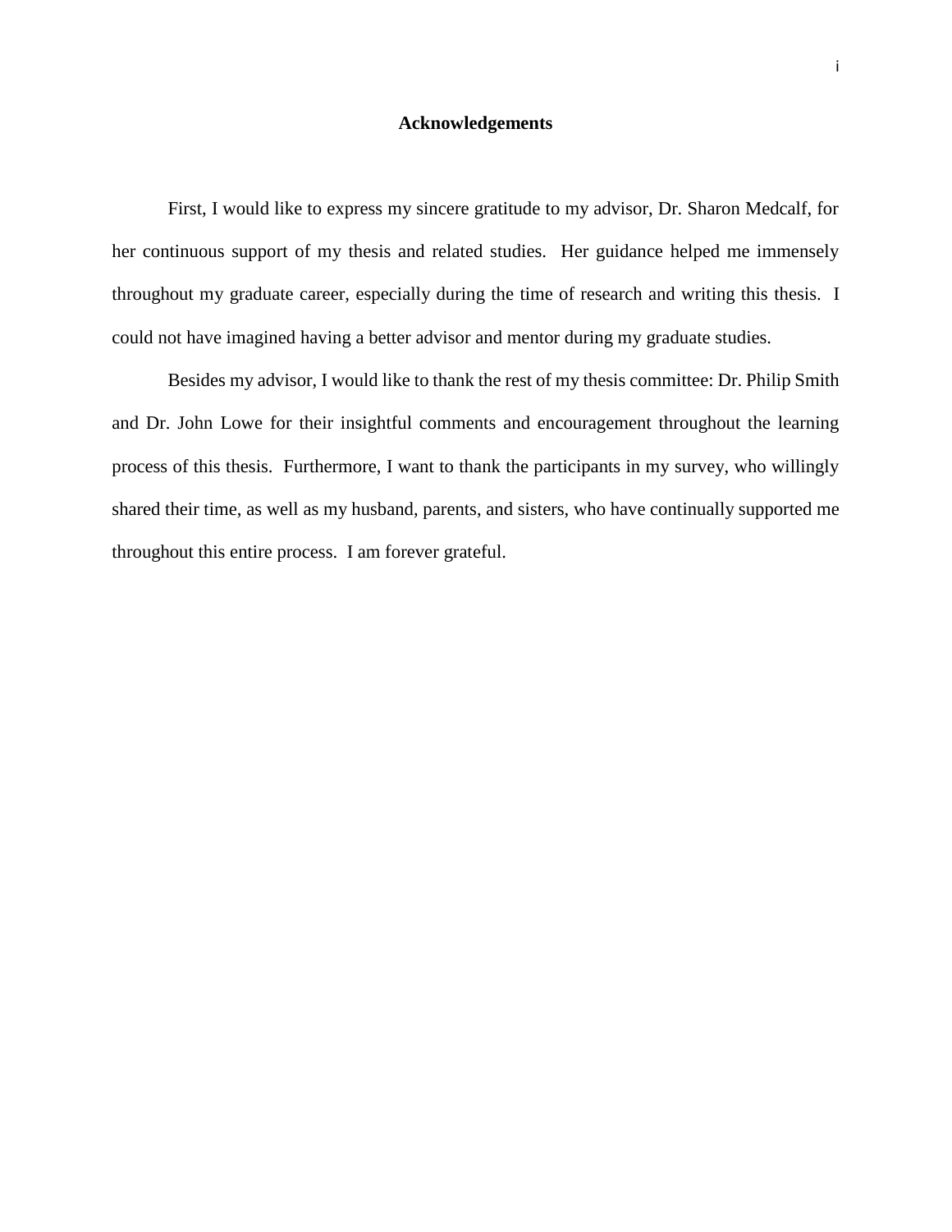# Acknowledgements

First, I would like to express my sincere gratitude to my advisor, Dr. Sharon Medcalf, for her continuous support of my thesis and related studies. Her guidance helped me immensely throughout my graduate career, especially during the time of research and writing this thesis. I could not have imagined having a better advisor and mentor during my graduate studies.

Besides my advisor, I would like to thank the rest of my thesis committee: Dr. Philip Smith and Dr. John Lowe for their insightful comments and encouragement throughout the learning process of this thesis. Furthermore, I want to thank the participants in my survey, who willingly shared their time, as well as my husband, parents, and sisters, who have continually supported me throughout this entire process. I am forever grateful.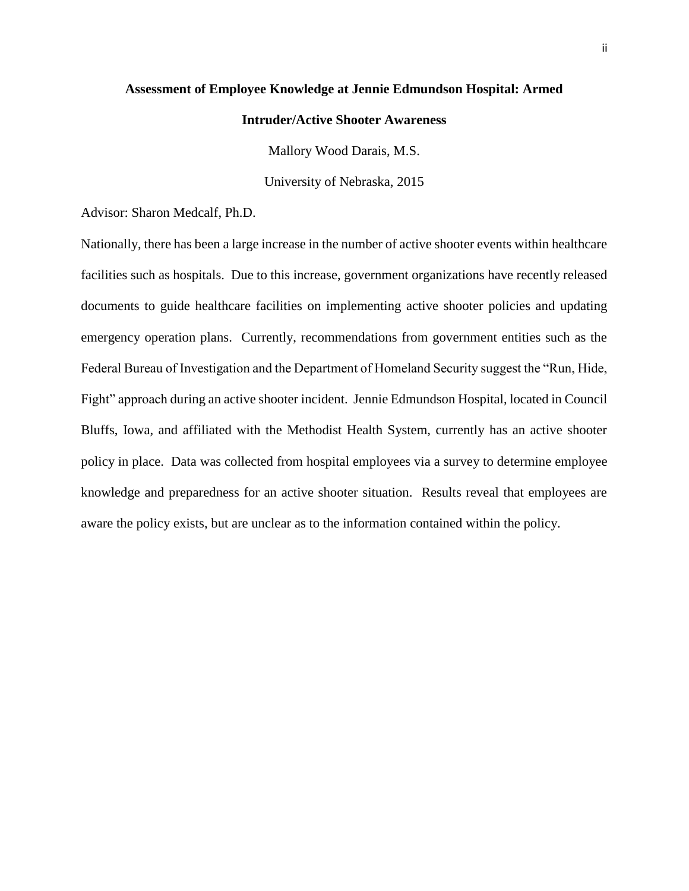**Assessment of Employee Knowledge at Jennie Edmundson Hospital: Armed Intruder/Active Shooter Awareness**

Mallory Wood Darais, M.S.

University of Nebraska, 2015

Advisor: Sharon Medcalf, Ph.D.

Nationally, there has been a large increase in the number of active shooter events within healthcare facilities such as hospitals. Due to this increase, government organizations have recently released documents to guide healthcare facilities on implementing active shooter policies and updating emergency operation plans. Currently, recommendations from government entities such as the Federal Bureau of Investigation and the Department of Homeland Security suggest the "Run, Hide, Fight" approach during an active shooter incident. Jennie Edmundson Hospital, located in Council Bluffs, Iowa, and affiliated with the Methodist Health System, currently has an active shooter policy in place. Data was collected from hospital employees via a survey to determine employee knowledge and preparedness for an active shooter situation. Results reveal that employees are aware the policy exists, but are unclear as to the information contained within the policy.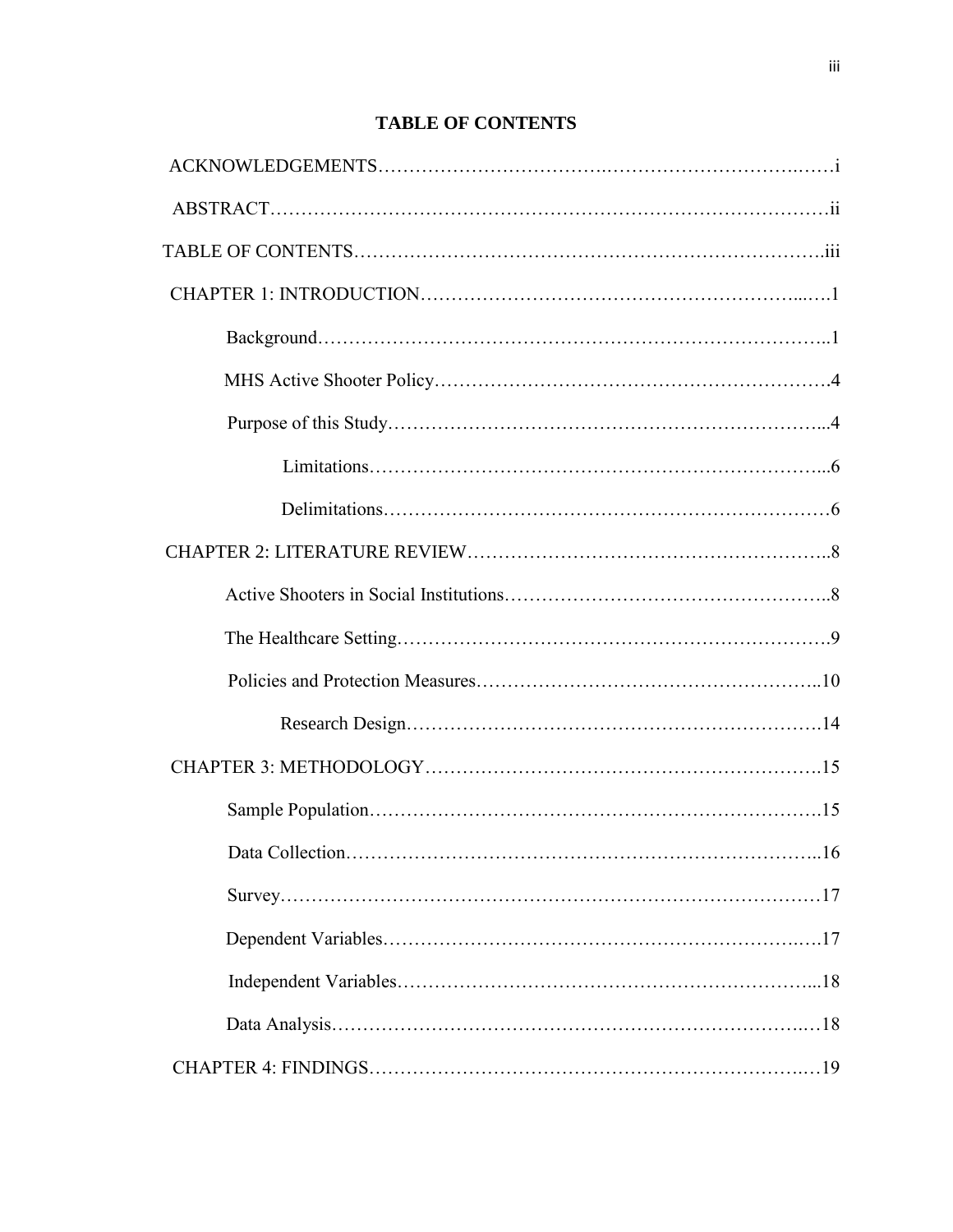# TABLE OF CONTENTS

ACKNOWLEDGEMENTS……………………………………………………………………i

ABSTRACT……………………………………………………………………………ii

TABLE OF CONTENTS………………………………………………………………iii

CHAPTER 1: INTRODUCTION…………………………………………………………1

- Background…………………………………………………………………………1
- MHS Active Shooter Policy…………………………………………………………4
- Purpose of this Study………………………………………………………………4
  - Limitations………………………………………………………………………6
  - Delimitations……………………………………………………………………6

CHAPTER 2: LITERATURE REVIEW…………………………………………………8

- Active Shooters in Social Institutions………………………………………………8
- The Healthcare Setting………………………………………………………………9
- Policies and Protection Measures…………………………………………………10
  - Research Design…………………………………………………………………14

CHAPTER 3: METHODOLOGY………………………………………………………15

- Sample Population…………………………………………………………………15
- Data Collection……………………………………………………………………16
- Survey………………………………………………………………………………17
- Dependent Variables………………………………………………………………17
- Independent Variables……………………………………………………………18
- Data Analysis………………………………………………………………………18

CHAPTER 4: FINDINGS………………………………………………………………19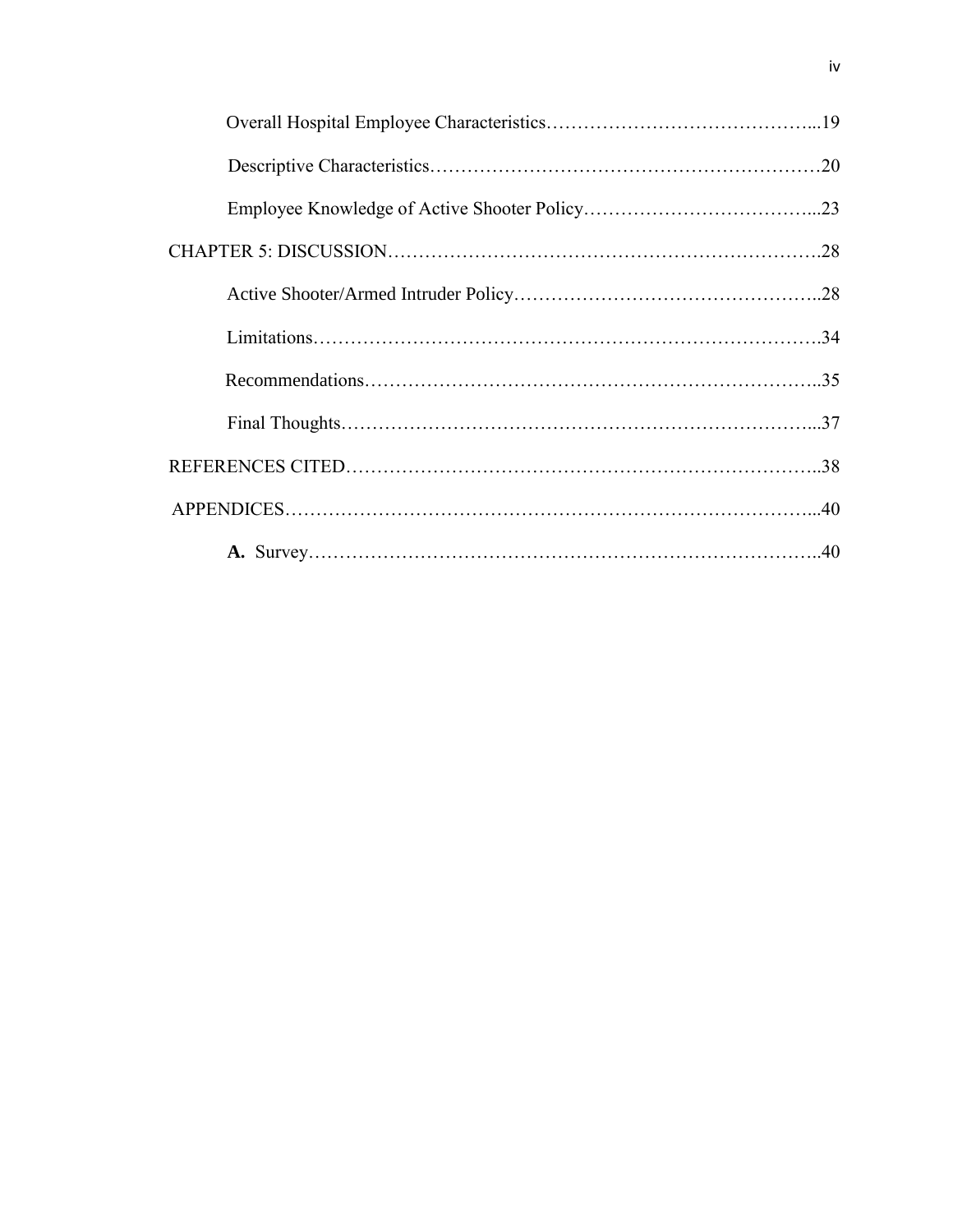Overall Hospital Employee Characteristics……………….……………….……...19

Descriptive Characteristics………………………………………………………20

Employee Knowledge of Active Shooter Policy………………………………...23

CHAPTER 5: DISCUSSION………………………………………………………….28

Active Shooter/Armed Intruder Policy…………………………………………..28

Limitations……………………………………………………………………….34

Recommendations……………………………………………………………..35

Final Thoughts…………………………………………………………………...37

REFERENCES CITED…………………………………………………………………..38

APPENDICES…………………………………………………………………………...40

**A.** Survey……………………………………………………………………….40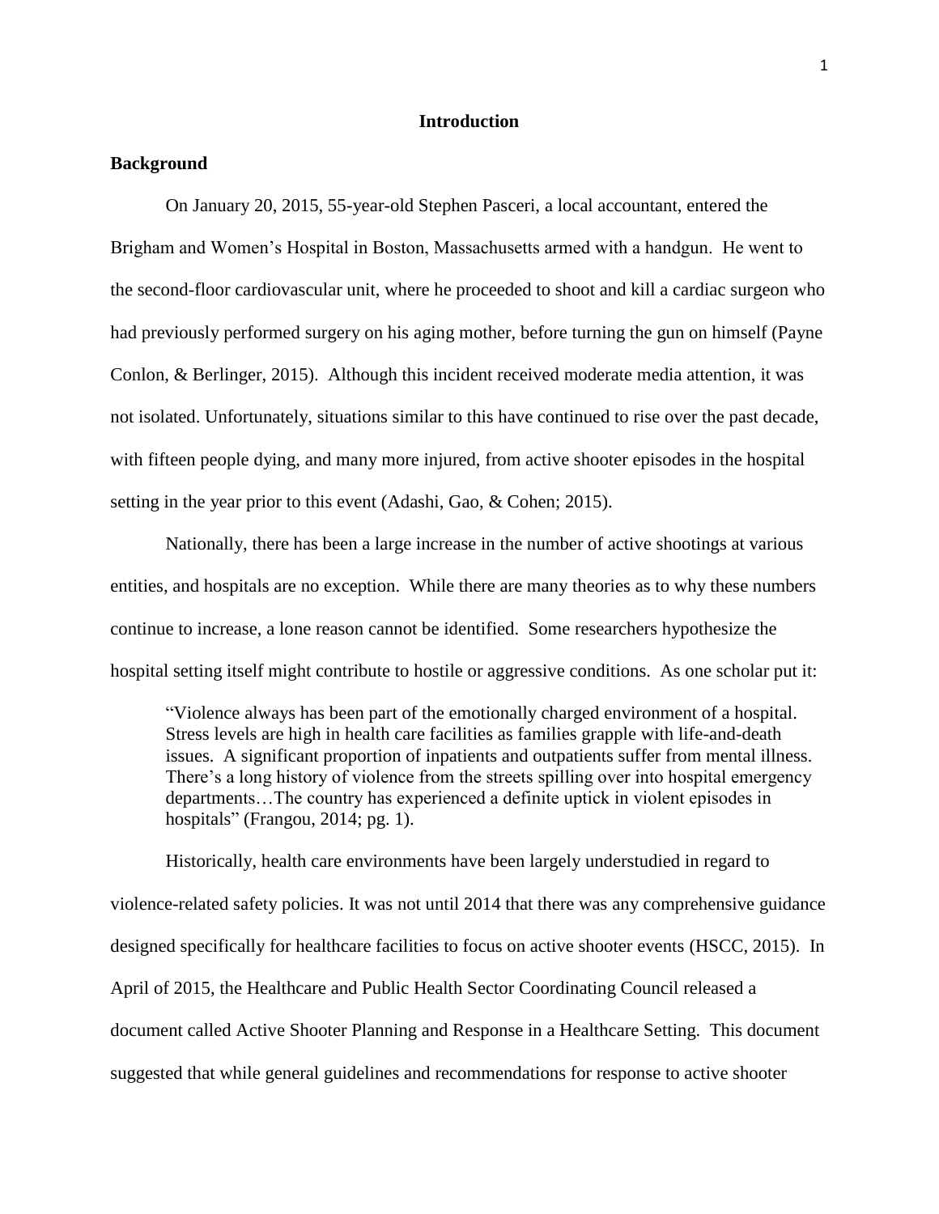# Introduction

## Background

On January 20, 2015, 55-year-old Stephen Pasceri, a local accountant, entered the Brigham and Women's Hospital in Boston, Massachusetts armed with a handgun. He went to the second-floor cardiovascular unit, where he proceeded to shoot and kill a cardiac surgeon who had previously performed surgery on his aging mother, before turning the gun on himself (Payne Conlon, & Berlinger, 2015). Although this incident received moderate media attention, it was not isolated. Unfortunately, situations similar to this have continued to rise over the past decade, with fifteen people dying, and many more injured, from active shooter episodes in the hospital setting in the year prior to this event (Adashi, Gao, & Cohen; 2015).

Nationally, there has been a large increase in the number of active shootings at various entities, and hospitals are no exception. While there are many theories as to why these numbers continue to increase, a lone reason cannot be identified. Some researchers hypothesize the hospital setting itself might contribute to hostile or aggressive conditions. As one scholar put it:

> "Violence always has been part of the emotionally charged environment of a hospital. Stress levels are high in health care facilities as families grapple with life-and-death issues. A significant proportion of inpatients and outpatients suffer from mental illness. There's a long history of violence from the streets spilling over into hospital emergency departments…The country has experienced a definite uptick in violent episodes in hospitals" (Frangou, 2014; pg. 1).

Historically, health care environments have been largely understudied in regard to violence-related safety policies. It was not until 2014 that there was any comprehensive guidance designed specifically for healthcare facilities to focus on active shooter events (HSCC, 2015). In April of 2015, the Healthcare and Public Health Sector Coordinating Council released a document called Active Shooter Planning and Response in a Healthcare Setting. This document suggested that while general guidelines and recommendations for response to active shooter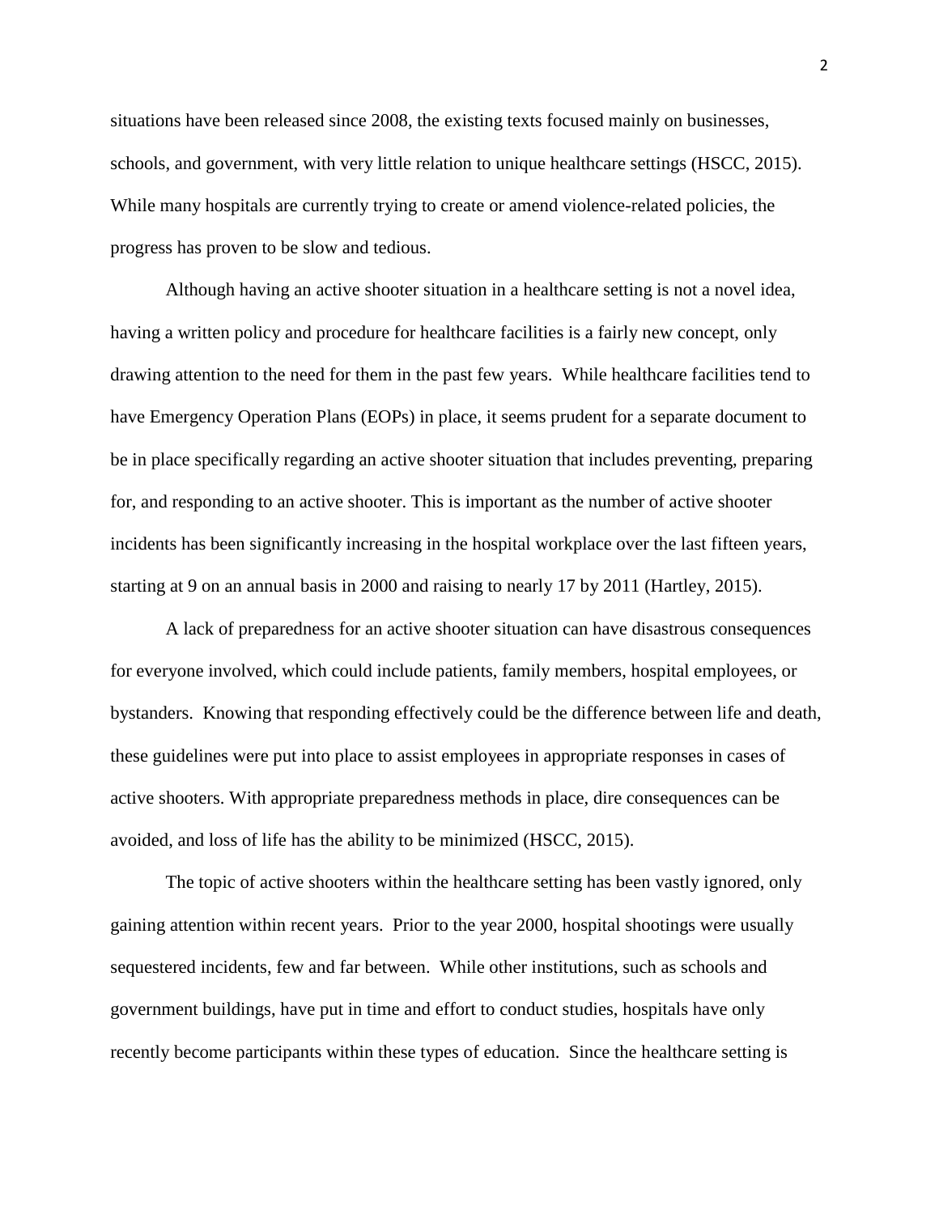situations have been released since 2008, the existing texts focused mainly on businesses, schools, and government, with very little relation to unique healthcare settings (HSCC, 2015). While many hospitals are currently trying to create or amend violence-related policies, the progress has proven to be slow and tedious.

Although having an active shooter situation in a healthcare setting is not a novel idea, having a written policy and procedure for healthcare facilities is a fairly new concept, only drawing attention to the need for them in the past few years. While healthcare facilities tend to have Emergency Operation Plans (EOPs) in place, it seems prudent for a separate document to be in place specifically regarding an active shooter situation that includes preventing, preparing for, and responding to an active shooter. This is important as the number of active shooter incidents has been significantly increasing in the hospital workplace over the last fifteen years, starting at 9 on an annual basis in 2000 and raising to nearly 17 by 2011 (Hartley, 2015).

A lack of preparedness for an active shooter situation can have disastrous consequences for everyone involved, which could include patients, family members, hospital employees, or bystanders. Knowing that responding effectively could be the difference between life and death, these guidelines were put into place to assist employees in appropriate responses in cases of active shooters. With appropriate preparedness methods in place, dire consequences can be avoided, and loss of life has the ability to be minimized (HSCC, 2015).

The topic of active shooters within the healthcare setting has been vastly ignored, only gaining attention within recent years. Prior to the year 2000, hospital shootings were usually sequestered incidents, few and far between. While other institutions, such as schools and government buildings, have put in time and effort to conduct studies, hospitals have only recently become participants within these types of education. Since the healthcare setting is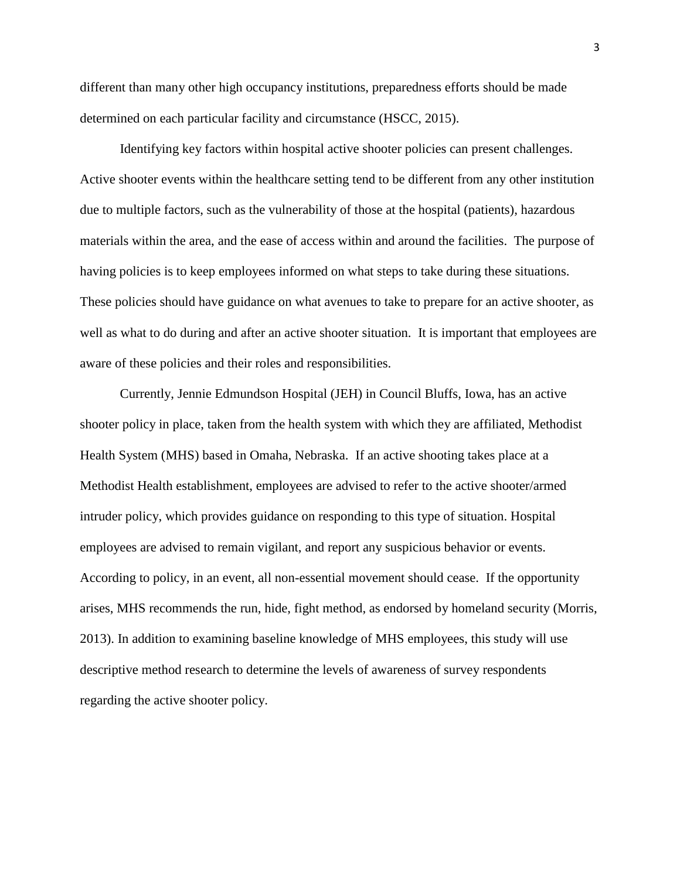different than many other high occupancy institutions, preparedness efforts should be made determined on each particular facility and circumstance (HSCC, 2015).

Identifying key factors within hospital active shooter policies can present challenges. Active shooter events within the healthcare setting tend to be different from any other institution due to multiple factors, such as the vulnerability of those at the hospital (patients), hazardous materials within the area, and the ease of access within and around the facilities. The purpose of having policies is to keep employees informed on what steps to take during these situations. These policies should have guidance on what avenues to take to prepare for an active shooter, as well as what to do during and after an active shooter situation. It is important that employees are aware of these policies and their roles and responsibilities.

Currently, Jennie Edmundson Hospital (JEH) in Council Bluffs, Iowa, has an active shooter policy in place, taken from the health system with which they are affiliated, Methodist Health System (MHS) based in Omaha, Nebraska. If an active shooting takes place at a Methodist Health establishment, employees are advised to refer to the active shooter/armed intruder policy, which provides guidance on responding to this type of situation. Hospital employees are advised to remain vigilant, and report any suspicious behavior or events. According to policy, in an event, all non-essential movement should cease. If the opportunity arises, MHS recommends the run, hide, fight method, as endorsed by homeland security (Morris, 2013). In addition to examining baseline knowledge of MHS employees, this study will use descriptive method research to determine the levels of awareness of survey respondents regarding the active shooter policy.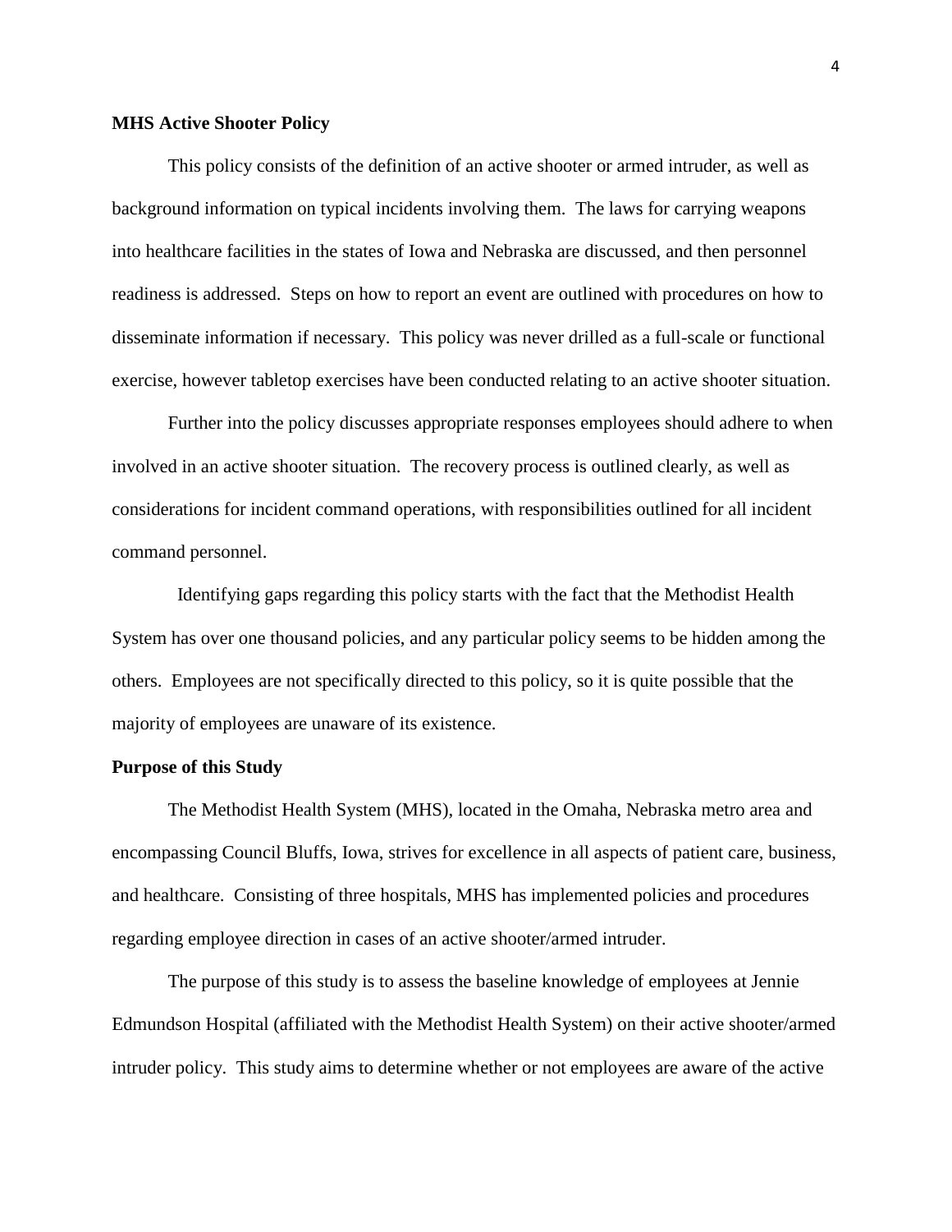**MHS Active Shooter Policy**

This policy consists of the definition of an active shooter or armed intruder, as well as background information on typical incidents involving them. The laws for carrying weapons into healthcare facilities in the states of Iowa and Nebraska are discussed, and then personnel readiness is addressed. Steps on how to report an event are outlined with procedures on how to disseminate information if necessary. This policy was never drilled as a full-scale or functional exercise, however tabletop exercises have been conducted relating to an active shooter situation.

Further into the policy discusses appropriate responses employees should adhere to when involved in an active shooter situation. The recovery process is outlined clearly, as well as considerations for incident command operations, with responsibilities outlined for all incident command personnel.

Identifying gaps regarding this policy starts with the fact that the Methodist Health System has over one thousand policies, and any particular policy seems to be hidden among the others. Employees are not specifically directed to this policy, so it is quite possible that the majority of employees are unaware of its existence.

**Purpose of this Study**

The Methodist Health System (MHS), located in the Omaha, Nebraska metro area and encompassing Council Bluffs, Iowa, strives for excellence in all aspects of patient care, business, and healthcare. Consisting of three hospitals, MHS has implemented policies and procedures regarding employee direction in cases of an active shooter/armed intruder.

The purpose of this study is to assess the baseline knowledge of employees at Jennie Edmundson Hospital (affiliated with the Methodist Health System) on their active shooter/armed intruder policy. This study aims to determine whether or not employees are aware of the active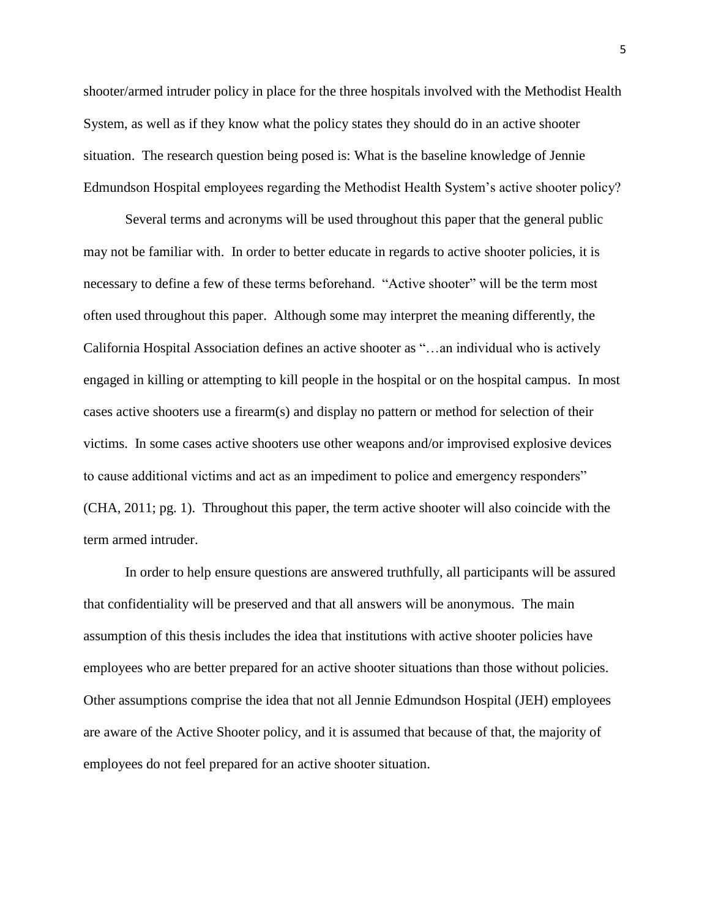shooter/armed intruder policy in place for the three hospitals involved with the Methodist Health System, as well as if they know what the policy states they should do in an active shooter situation. The research question being posed is: What is the baseline knowledge of Jennie Edmundson Hospital employees regarding the Methodist Health System's active shooter policy?

Several terms and acronyms will be used throughout this paper that the general public may not be familiar with. In order to better educate in regards to active shooter policies, it is necessary to define a few of these terms beforehand. "Active shooter" will be the term most often used throughout this paper. Although some may interpret the meaning differently, the California Hospital Association defines an active shooter as "…an individual who is actively engaged in killing or attempting to kill people in the hospital or on the hospital campus. In most cases active shooters use a firearm(s) and display no pattern or method for selection of their victims. In some cases active shooters use other weapons and/or improvised explosive devices to cause additional victims and act as an impediment to police and emergency responders" (CHA, 2011; pg. 1). Throughout this paper, the term active shooter will also coincide with the term armed intruder.

In order to help ensure questions are answered truthfully, all participants will be assured that confidentiality will be preserved and that all answers will be anonymous. The main assumption of this thesis includes the idea that institutions with active shooter policies have employees who are better prepared for an active shooter situations than those without policies. Other assumptions comprise the idea that not all Jennie Edmundson Hospital (JEH) employees are aware of the Active Shooter policy, and it is assumed that because of that, the majority of employees do not feel prepared for an active shooter situation.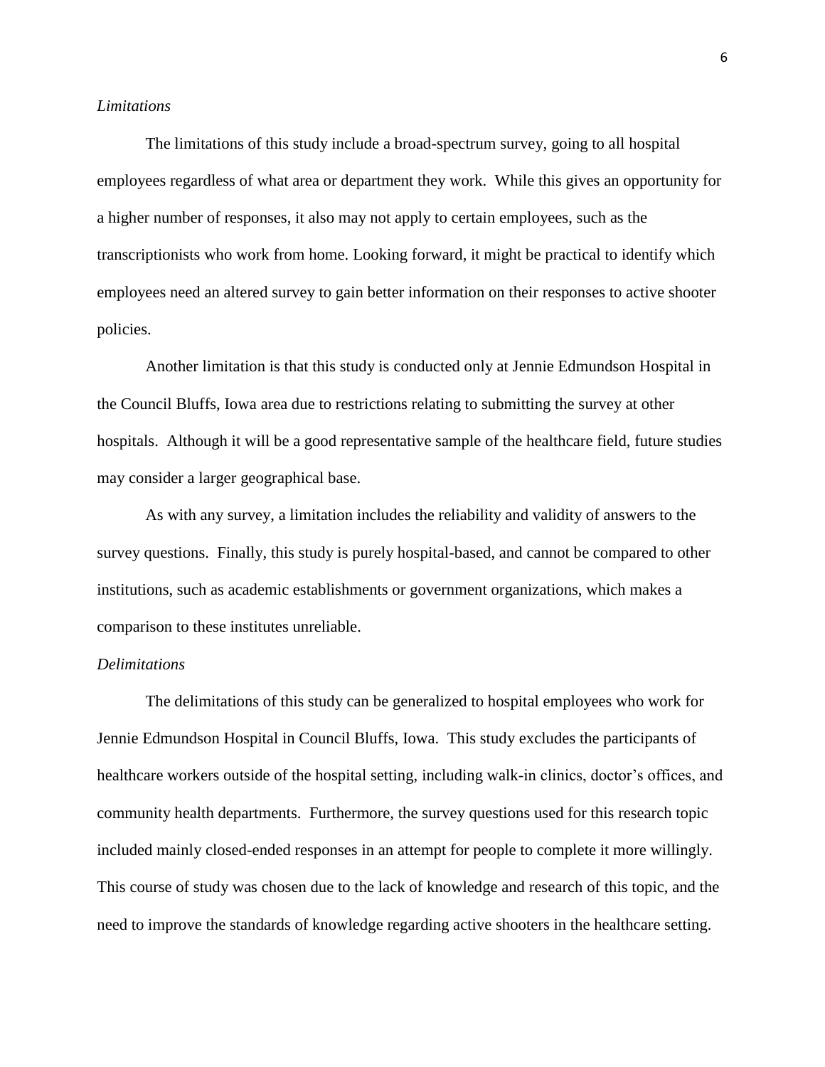*Limitations*

The limitations of this study include a broad-spectrum survey, going to all hospital employees regardless of what area or department they work. While this gives an opportunity for a higher number of responses, it also may not apply to certain employees, such as the transcriptionists who work from home. Looking forward, it might be practical to identify which employees need an altered survey to gain better information on their responses to active shooter policies.

Another limitation is that this study is conducted only at Jennie Edmundson Hospital in the Council Bluffs, Iowa area due to restrictions relating to submitting the survey at other hospitals. Although it will be a good representative sample of the healthcare field, future studies may consider a larger geographical base.

As with any survey, a limitation includes the reliability and validity of answers to the survey questions. Finally, this study is purely hospital-based, and cannot be compared to other institutions, such as academic establishments or government organizations, which makes a comparison to these institutes unreliable.

*Delimitations*

The delimitations of this study can be generalized to hospital employees who work for Jennie Edmundson Hospital in Council Bluffs, Iowa. This study excludes the participants of healthcare workers outside of the hospital setting, including walk-in clinics, doctor's offices, and community health departments. Furthermore, the survey questions used for this research topic included mainly closed-ended responses in an attempt for people to complete it more willingly. This course of study was chosen due to the lack of knowledge and research of this topic, and the need to improve the standards of knowledge regarding active shooters in the healthcare setting.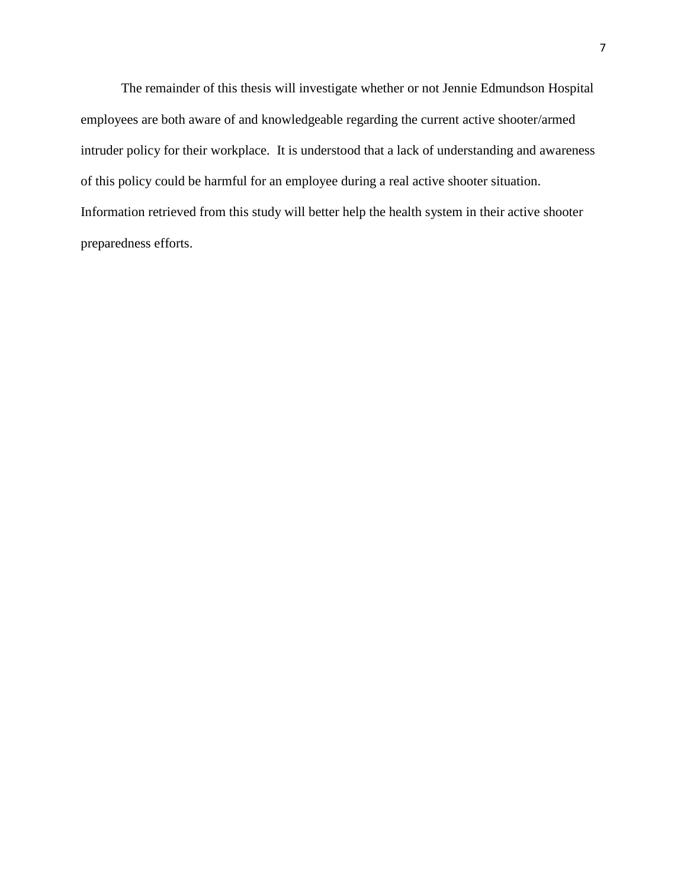The remainder of this thesis will investigate whether or not Jennie Edmundson Hospital employees are both aware of and knowledgeable regarding the current active shooter/armed intruder policy for their workplace. It is understood that a lack of understanding and awareness of this policy could be harmful for an employee during a real active shooter situation. Information retrieved from this study will better help the health system in their active shooter preparedness efforts.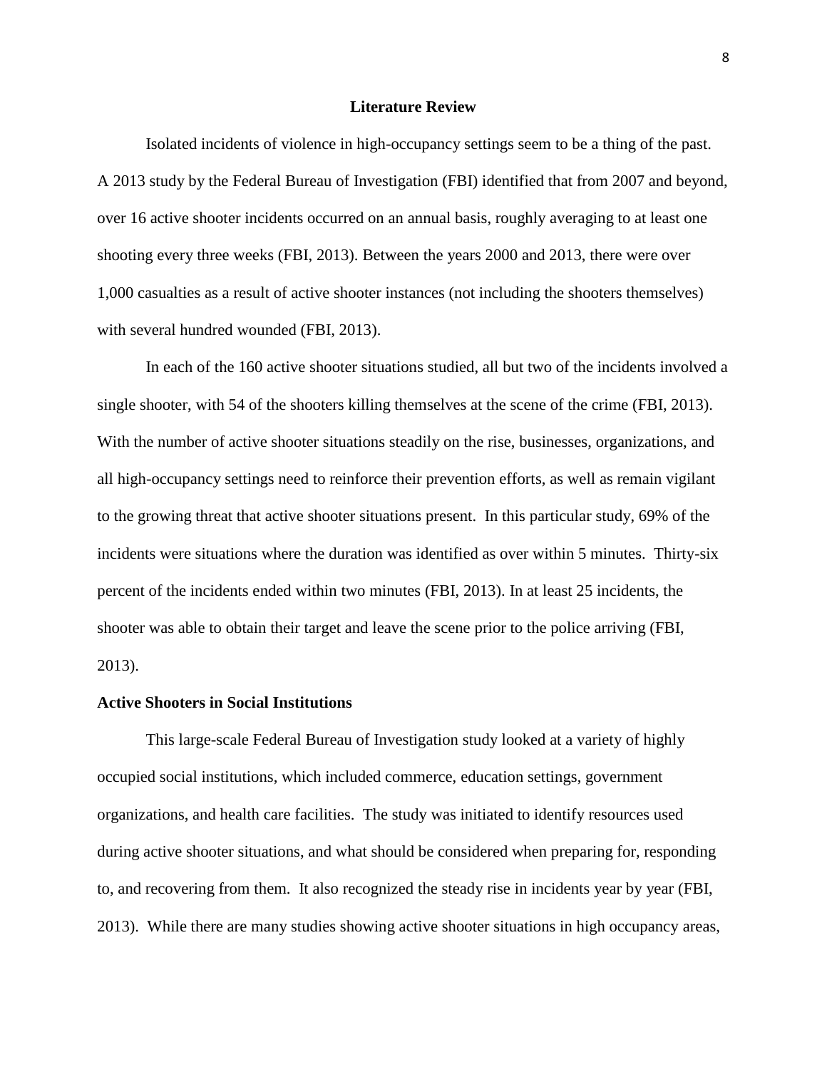## Literature Review

Isolated incidents of violence in high-occupancy settings seem to be a thing of the past. A 2013 study by the Federal Bureau of Investigation (FBI) identified that from 2007 and beyond, over 16 active shooter incidents occurred on an annual basis, roughly averaging to at least one shooting every three weeks (FBI, 2013). Between the years 2000 and 2013, there were over 1,000 casualties as a result of active shooter instances (not including the shooters themselves) with several hundred wounded (FBI, 2013).

In each of the 160 active shooter situations studied, all but two of the incidents involved a single shooter, with 54 of the shooters killing themselves at the scene of the crime (FBI, 2013). With the number of active shooter situations steadily on the rise, businesses, organizations, and all high-occupancy settings need to reinforce their prevention efforts, as well as remain vigilant to the growing threat that active shooter situations present. In this particular study, 69% of the incidents were situations where the duration was identified as over within 5 minutes. Thirty-six percent of the incidents ended within two minutes (FBI, 2013). In at least 25 incidents, the shooter was able to obtain their target and leave the scene prior to the police arriving (FBI, 2013).

### Active Shooters in Social Institutions

This large-scale Federal Bureau of Investigation study looked at a variety of highly occupied social institutions, which included commerce, education settings, government organizations, and health care facilities. The study was initiated to identify resources used during active shooter situations, and what should be considered when preparing for, responding to, and recovering from them. It also recognized the steady rise in incidents year by year (FBI, 2013). While there are many studies showing active shooter situations in high occupancy areas,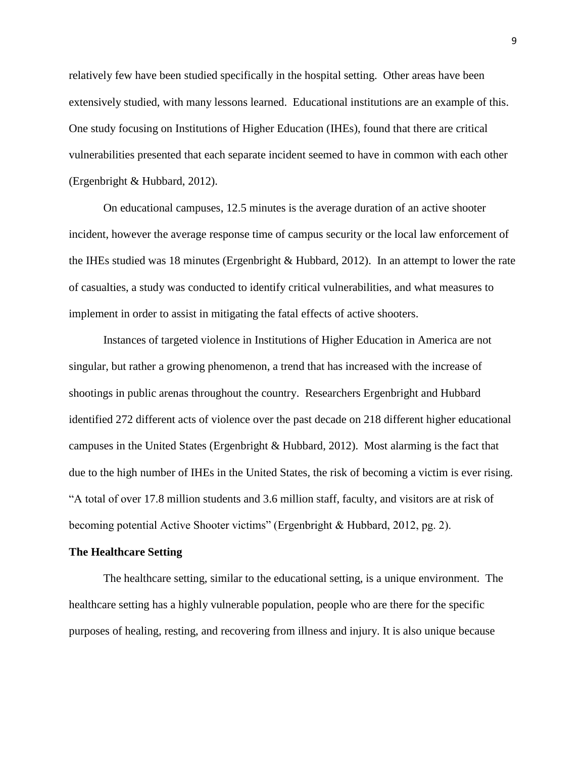relatively few have been studied specifically in the hospital setting. Other areas have been extensively studied, with many lessons learned. Educational institutions are an example of this. One study focusing on Institutions of Higher Education (IHEs), found that there are critical vulnerabilities presented that each separate incident seemed to have in common with each other (Ergenbright & Hubbard, 2012).

On educational campuses, 12.5 minutes is the average duration of an active shooter incident, however the average response time of campus security or the local law enforcement of the IHEs studied was 18 minutes (Ergenbright & Hubbard, 2012). In an attempt to lower the rate of casualties, a study was conducted to identify critical vulnerabilities, and what measures to implement in order to assist in mitigating the fatal effects of active shooters.

Instances of targeted violence in Institutions of Higher Education in America are not singular, but rather a growing phenomenon, a trend that has increased with the increase of shootings in public arenas throughout the country. Researchers Ergenbright and Hubbard identified 272 different acts of violence over the past decade on 218 different higher educational campuses in the United States (Ergenbright & Hubbard, 2012). Most alarming is the fact that due to the high number of IHEs in the United States, the risk of becoming a victim is ever rising. "A total of over 17.8 million students and 3.6 million staff, faculty, and visitors are at risk of becoming potential Active Shooter victims" (Ergenbright & Hubbard, 2012, pg. 2).

**The Healthcare Setting**

The healthcare setting, similar to the educational setting, is a unique environment. The healthcare setting has a highly vulnerable population, people who are there for the specific purposes of healing, resting, and recovering from illness and injury. It is also unique because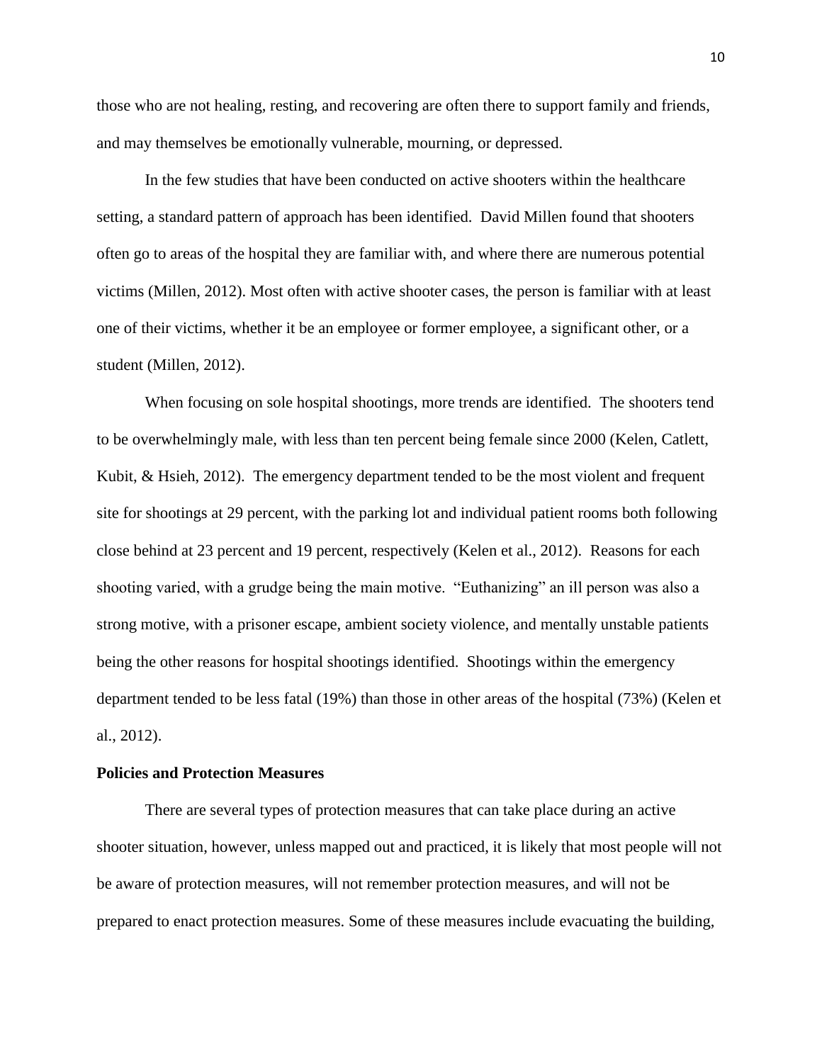those who are not healing, resting, and recovering are often there to support family and friends, and may themselves be emotionally vulnerable, mourning, or depressed.

In the few studies that have been conducted on active shooters within the healthcare setting, a standard pattern of approach has been identified. David Millen found that shooters often go to areas of the hospital they are familiar with, and where there are numerous potential victims (Millen, 2012). Most often with active shooter cases, the person is familiar with at least one of their victims, whether it be an employee or former employee, a significant other, or a student (Millen, 2012).

When focusing on sole hospital shootings, more trends are identified. The shooters tend to be overwhelmingly male, with less than ten percent being female since 2000 (Kelen, Catlett, Kubit, & Hsieh, 2012). The emergency department tended to be the most violent and frequent site for shootings at 29 percent, with the parking lot and individual patient rooms both following close behind at 23 percent and 19 percent, respectively (Kelen et al., 2012). Reasons for each shooting varied, with a grudge being the main motive. "Euthanizing" an ill person was also a strong motive, with a prisoner escape, ambient society violence, and mentally unstable patients being the other reasons for hospital shootings identified. Shootings within the emergency department tended to be less fatal (19%) than those in other areas of the hospital (73%) (Kelen et al., 2012).

**Policies and Protection Measures**

There are several types of protection measures that can take place during an active shooter situation, however, unless mapped out and practiced, it is likely that most people will not be aware of protection measures, will not remember protection measures, and will not be prepared to enact protection measures. Some of these measures include evacuating the building,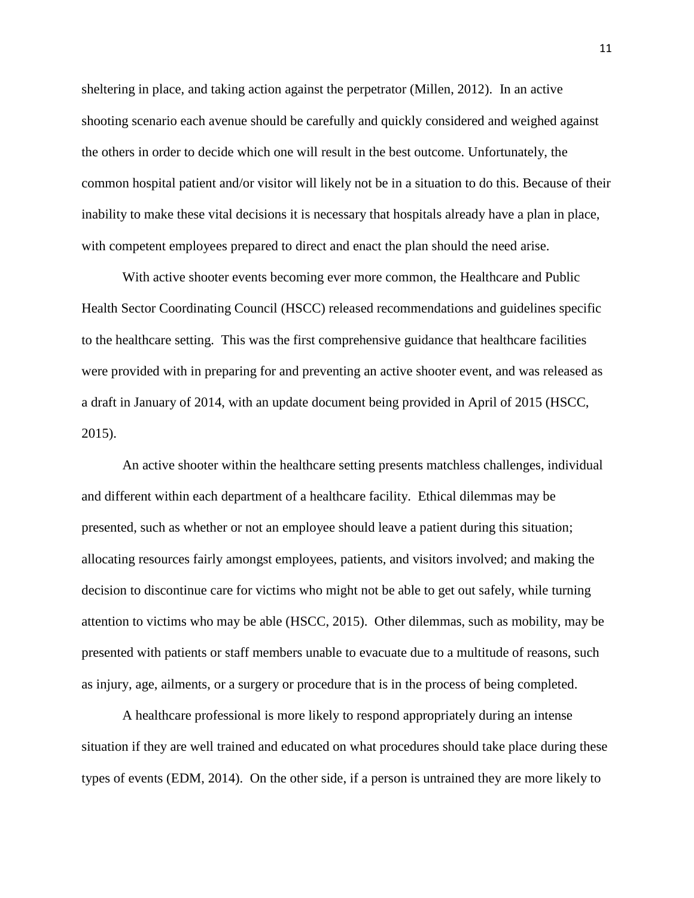sheltering in place, and taking action against the perpetrator (Millen, 2012). In an active shooting scenario each avenue should be carefully and quickly considered and weighed against the others in order to decide which one will result in the best outcome. Unfortunately, the common hospital patient and/or visitor will likely not be in a situation to do this. Because of their inability to make these vital decisions it is necessary that hospitals already have a plan in place, with competent employees prepared to direct and enact the plan should the need arise.

With active shooter events becoming ever more common, the Healthcare and Public Health Sector Coordinating Council (HSCC) released recommendations and guidelines specific to the healthcare setting. This was the first comprehensive guidance that healthcare facilities were provided with in preparing for and preventing an active shooter event, and was released as a draft in January of 2014, with an update document being provided in April of 2015 (HSCC, 2015).

An active shooter within the healthcare setting presents matchless challenges, individual and different within each department of a healthcare facility. Ethical dilemmas may be presented, such as whether or not an employee should leave a patient during this situation; allocating resources fairly amongst employees, patients, and visitors involved; and making the decision to discontinue care for victims who might not be able to get out safely, while turning attention to victims who may be able (HSCC, 2015). Other dilemmas, such as mobility, may be presented with patients or staff members unable to evacuate due to a multitude of reasons, such as injury, age, ailments, or a surgery or procedure that is in the process of being completed.

A healthcare professional is more likely to respond appropriately during an intense situation if they are well trained and educated on what procedures should take place during these types of events (EDM, 2014). On the other side, if a person is untrained they are more likely to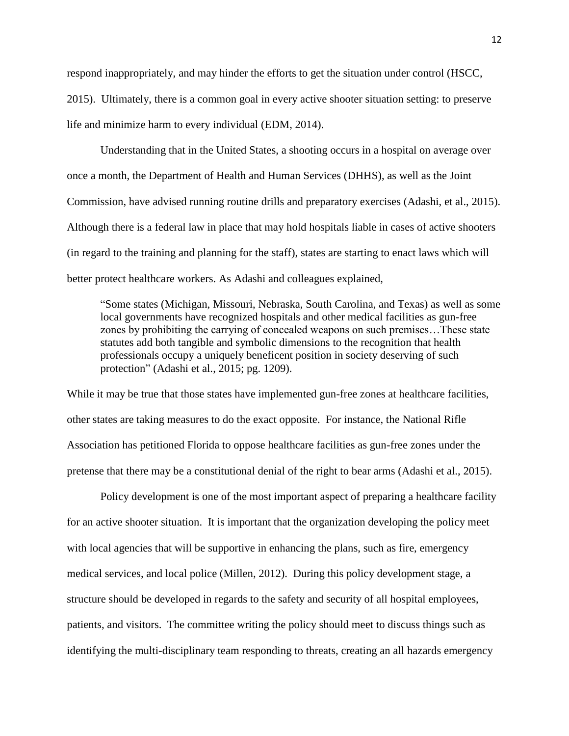respond inappropriately, and may hinder the efforts to get the situation under control (HSCC, 2015). Ultimately, there is a common goal in every active shooter situation setting: to preserve life and minimize harm to every individual (EDM, 2014).

Understanding that in the United States, a shooting occurs in a hospital on average over once a month, the Department of Health and Human Services (DHHS), as well as the Joint Commission, have advised running routine drills and preparatory exercises (Adashi, et al., 2015). Although there is a federal law in place that may hold hospitals liable in cases of active shooters (in regard to the training and planning for the staff), states are starting to enact laws which will better protect healthcare workers. As Adashi and colleagues explained,

> "Some states (Michigan, Missouri, Nebraska, South Carolina, and Texas) as well as some local governments have recognized hospitals and other medical facilities as gun-free zones by prohibiting the carrying of concealed weapons on such premises…These state statutes add both tangible and symbolic dimensions to the recognition that health professionals occupy a uniquely beneficent position in society deserving of such protection" (Adashi et al., 2015; pg. 1209).

While it may be true that those states have implemented gun-free zones at healthcare facilities, other states are taking measures to do the exact opposite. For instance, the National Rifle Association has petitioned Florida to oppose healthcare facilities as gun-free zones under the pretense that there may be a constitutional denial of the right to bear arms (Adashi et al., 2015).

Policy development is one of the most important aspect of preparing a healthcare facility for an active shooter situation. It is important that the organization developing the policy meet with local agencies that will be supportive in enhancing the plans, such as fire, emergency medical services, and local police (Millen, 2012). During this policy development stage, a structure should be developed in regards to the safety and security of all hospital employees, patients, and visitors. The committee writing the policy should meet to discuss things such as identifying the multi-disciplinary team responding to threats, creating an all hazards emergency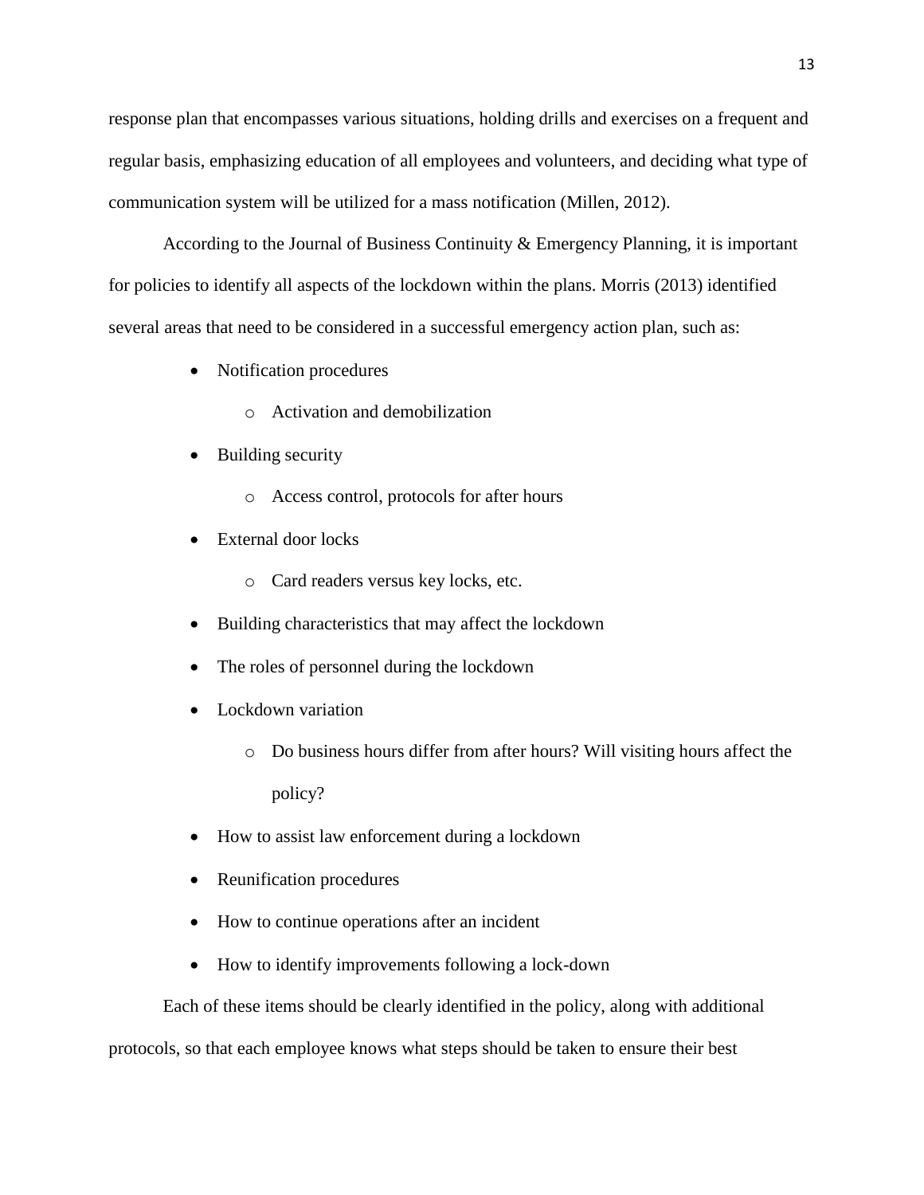response plan that encompasses various situations, holding drills and exercises on a frequent and regular basis, emphasizing education of all employees and volunteers, and deciding what type of communication system will be utilized for a mass notification (Millen, 2012).

According to the Journal of Business Continuity & Emergency Planning, it is important for policies to identify all aspects of the lockdown within the plans. Morris (2013) identified several areas that need to be considered in a successful emergency action plan, such as:

- Notification procedures
  - Activation and demobilization
- Building security
  - Access control, protocols for after hours
- External door locks
  - Card readers versus key locks, etc.
- Building characteristics that may affect the lockdown
- The roles of personnel during the lockdown
- Lockdown variation
  - Do business hours differ from after hours? Will visiting hours affect the policy?
- How to assist law enforcement during a lockdown
- Reunification procedures
- How to continue operations after an incident
- How to identify improvements following a lock-down

Each of these items should be clearly identified in the policy, along with additional protocols, so that each employee knows what steps should be taken to ensure their best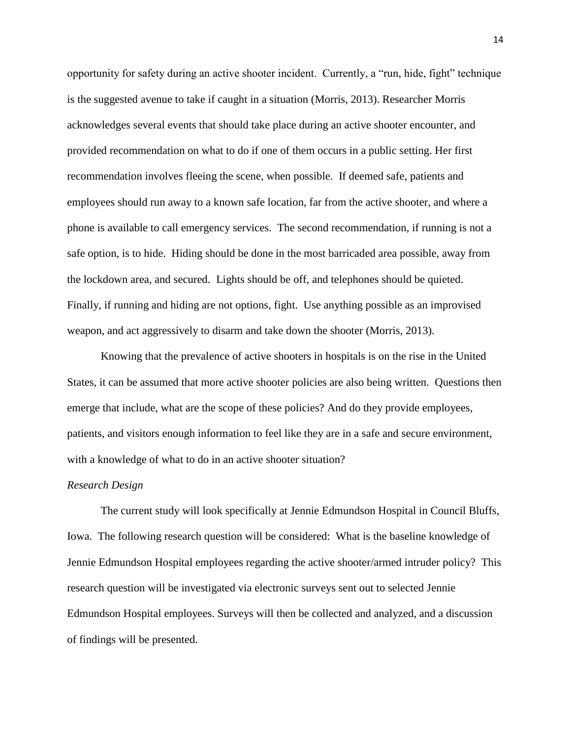opportunity for safety during an active shooter incident. Currently, a "run, hide, fight" technique is the suggested avenue to take if caught in a situation (Morris, 2013). Researcher Morris acknowledges several events that should take place during an active shooter encounter, and provided recommendation on what to do if one of them occurs in a public setting. Her first recommendation involves fleeing the scene, when possible. If deemed safe, patients and employees should run away to a known safe location, far from the active shooter, and where a phone is available to call emergency services. The second recommendation, if running is not a safe option, is to hide. Hiding should be done in the most barricaded area possible, away from the lockdown area, and secured. Lights should be off, and telephones should be quieted. Finally, if running and hiding are not options, fight. Use anything possible as an improvised weapon, and act aggressively to disarm and take down the shooter (Morris, 2013).

Knowing that the prevalence of active shooters in hospitals is on the rise in the United States, it can be assumed that more active shooter policies are also being written. Questions then emerge that include, what are the scope of these policies? And do they provide employees, patients, and visitors enough information to feel like they are in a safe and secure environment, with a knowledge of what to do in an active shooter situation?

*Research Design*

The current study will look specifically at Jennie Edmundson Hospital in Council Bluffs, Iowa. The following research question will be considered: What is the baseline knowledge of Jennie Edmundson Hospital employees regarding the active shooter/armed intruder policy? This research question will be investigated via electronic surveys sent out to selected Jennie Edmundson Hospital employees. Surveys will then be collected and analyzed, and a discussion of findings will be presented.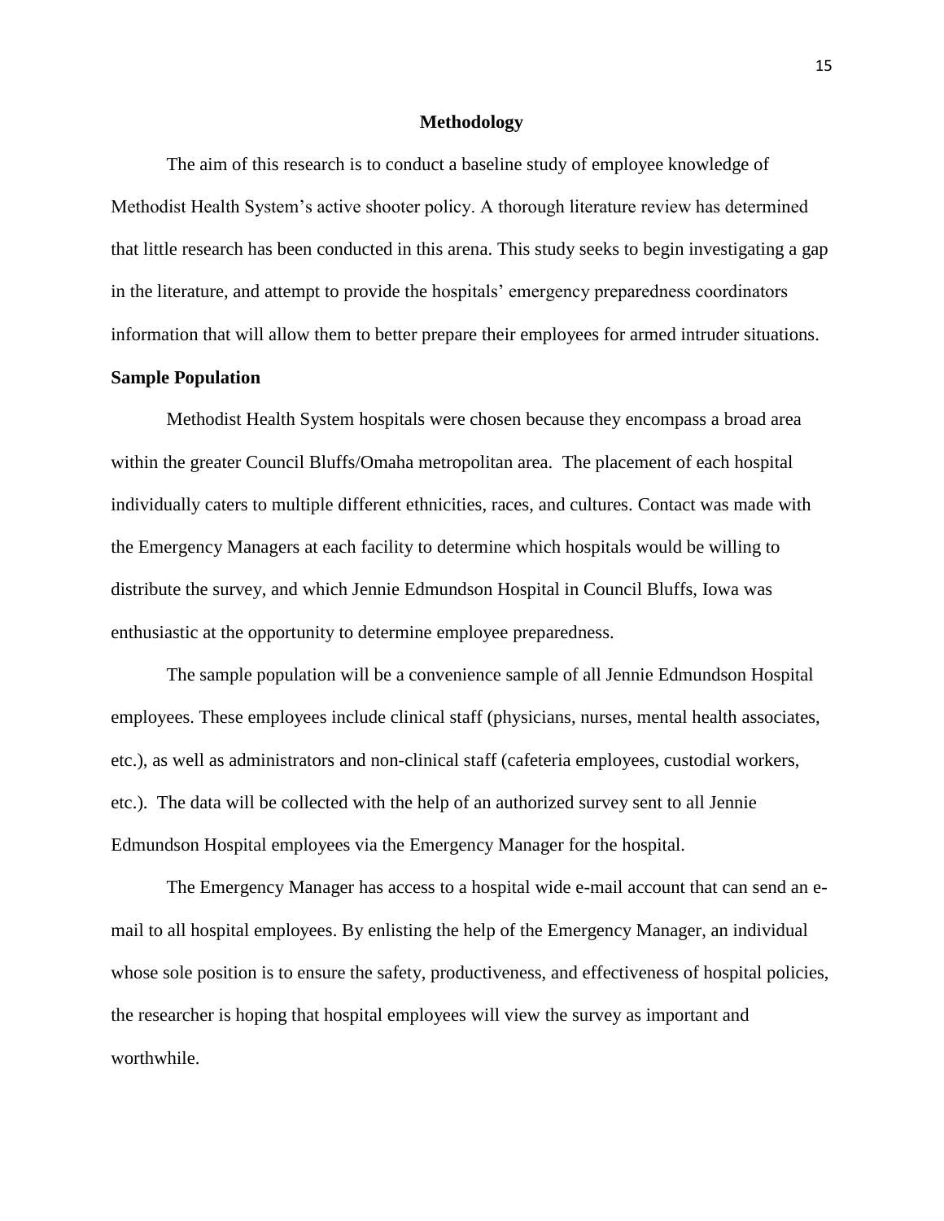# Methodology

The aim of this research is to conduct a baseline study of employee knowledge of Methodist Health System's active shooter policy. A thorough literature review has determined that little research has been conducted in this arena. This study seeks to begin investigating a gap in the literature, and attempt to provide the hospitals' emergency preparedness coordinators information that will allow them to better prepare their employees for armed intruder situations.

## Sample Population

Methodist Health System hospitals were chosen because they encompass a broad area within the greater Council Bluffs/Omaha metropolitan area. The placement of each hospital individually caters to multiple different ethnicities, races, and cultures. Contact was made with the Emergency Managers at each facility to determine which hospitals would be willing to distribute the survey, and which Jennie Edmundson Hospital in Council Bluffs, Iowa was enthusiastic at the opportunity to determine employee preparedness.

The sample population will be a convenience sample of all Jennie Edmundson Hospital employees. These employees include clinical staff (physicians, nurses, mental health associates, etc.), as well as administrators and non-clinical staff (cafeteria employees, custodial workers, etc.). The data will be collected with the help of an authorized survey sent to all Jennie Edmundson Hospital employees via the Emergency Manager for the hospital.

The Emergency Manager has access to a hospital wide e-mail account that can send an e-mail to all hospital employees. By enlisting the help of the Emergency Manager, an individual whose sole position is to ensure the safety, productiveness, and effectiveness of hospital policies, the researcher is hoping that hospital employees will view the survey as important and worthwhile.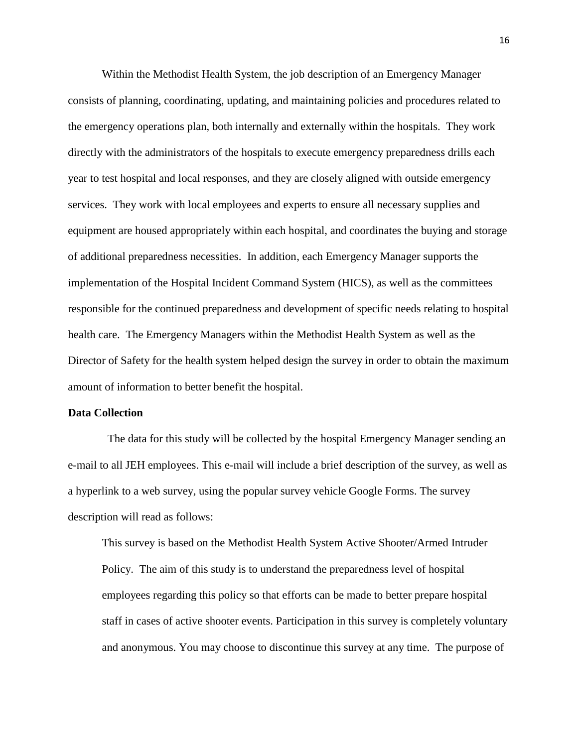Within the Methodist Health System, the job description of an Emergency Manager consists of planning, coordinating, updating, and maintaining policies and procedures related to the emergency operations plan, both internally and externally within the hospitals. They work directly with the administrators of the hospitals to execute emergency preparedness drills each year to test hospital and local responses, and they are closely aligned with outside emergency services. They work with local employees and experts to ensure all necessary supplies and equipment are housed appropriately within each hospital, and coordinates the buying and storage of additional preparedness necessities. In addition, each Emergency Manager supports the implementation of the Hospital Incident Command System (HICS), as well as the committees responsible for the continued preparedness and development of specific needs relating to hospital health care. The Emergency Managers within the Methodist Health System as well as the Director of Safety for the health system helped design the survey in order to obtain the maximum amount of information to better benefit the hospital.

**Data Collection**

The data for this study will be collected by the hospital Emergency Manager sending an e-mail to all JEH employees. This e-mail will include a brief description of the survey, as well as a hyperlink to a web survey, using the popular survey vehicle Google Forms. The survey description will read as follows:

> This survey is based on the Methodist Health System Active Shooter/Armed Intruder Policy. The aim of this study is to understand the preparedness level of hospital employees regarding this policy so that efforts can be made to better prepare hospital staff in cases of active shooter events. Participation in this survey is completely voluntary and anonymous. You may choose to discontinue this survey at any time. The purpose of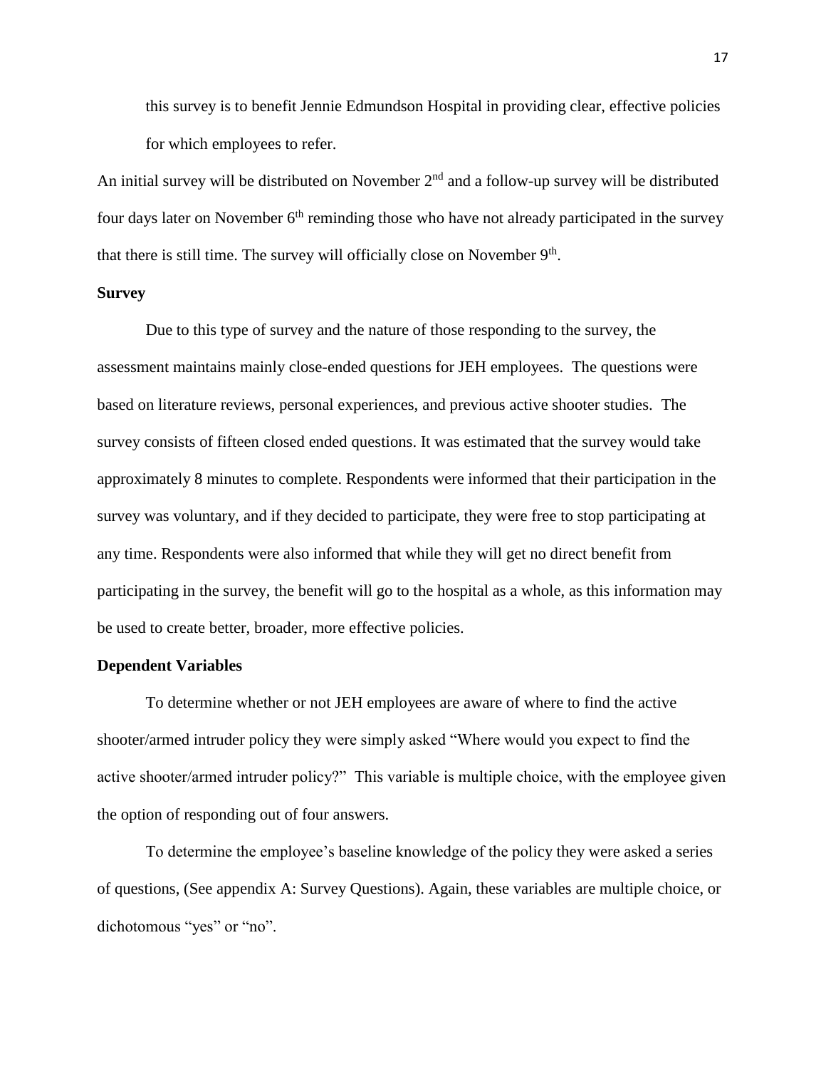this survey is to benefit Jennie Edmundson Hospital in providing clear, effective policies for which employees to refer.

An initial survey will be distributed on November 2nd and a follow-up survey will be distributed four days later on November 6th reminding those who have not already participated in the survey that there is still time. The survey will officially close on November 9th.

**Survey**

Due to this type of survey and the nature of those responding to the survey, the assessment maintains mainly close-ended questions for JEH employees. The questions were based on literature reviews, personal experiences, and previous active shooter studies. The survey consists of fifteen closed ended questions. It was estimated that the survey would take approximately 8 minutes to complete. Respondents were informed that their participation in the survey was voluntary, and if they decided to participate, they were free to stop participating at any time. Respondents were also informed that while they will get no direct benefit from participating in the survey, the benefit will go to the hospital as a whole, as this information may be used to create better, broader, more effective policies.

**Dependent Variables**

To determine whether or not JEH employees are aware of where to find the active shooter/armed intruder policy they were simply asked "Where would you expect to find the active shooter/armed intruder policy?" This variable is multiple choice, with the employee given the option of responding out of four answers.

To determine the employee's baseline knowledge of the policy they were asked a series of questions, (See appendix A: Survey Questions). Again, these variables are multiple choice, or dichotomous "yes" or "no".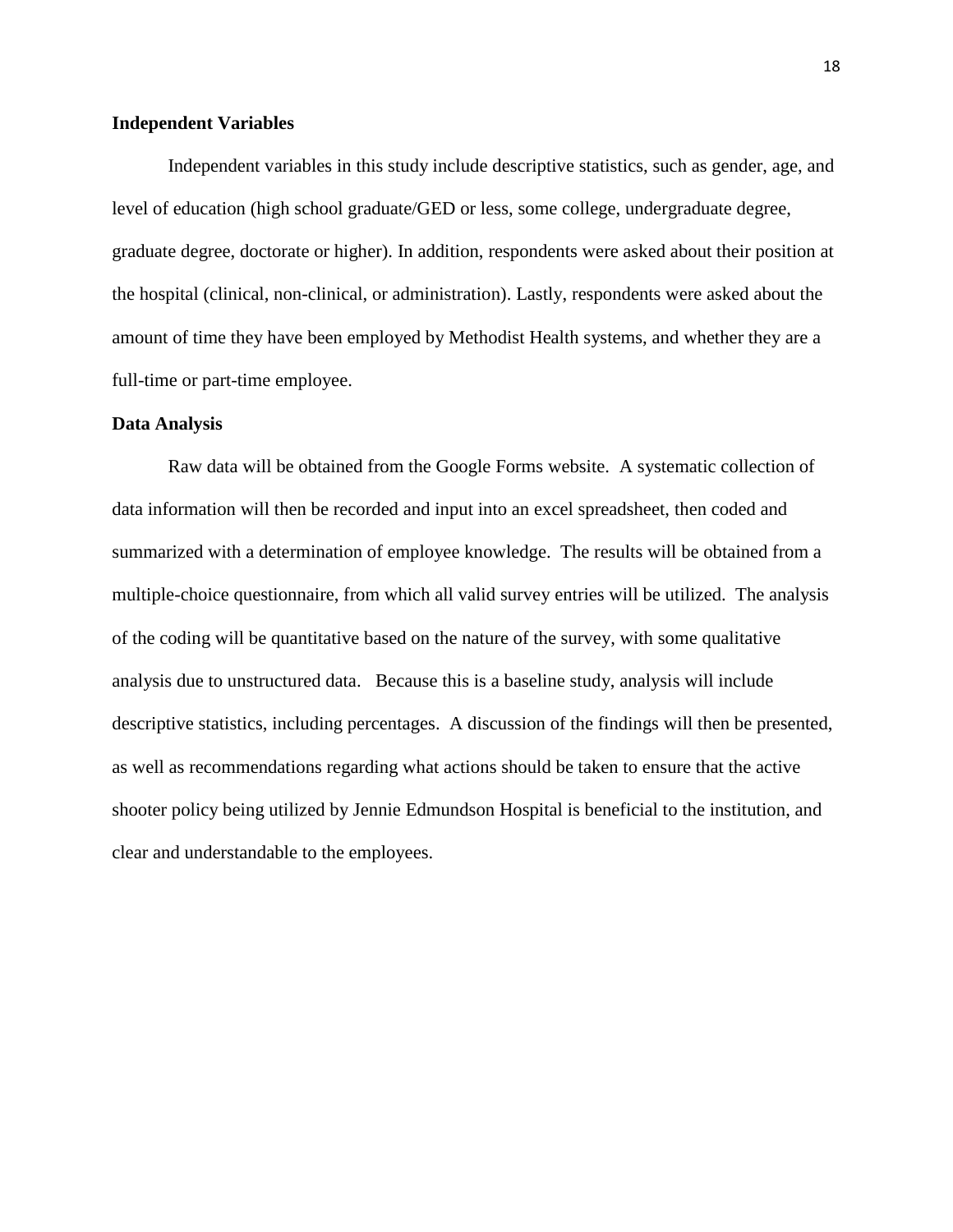### Independent Variables

Independent variables in this study include descriptive statistics, such as gender, age, and level of education (high school graduate/GED or less, some college, undergraduate degree, graduate degree, doctorate or higher). In addition, respondents were asked about their position at the hospital (clinical, non-clinical, or administration). Lastly, respondents were asked about the amount of time they have been employed by Methodist Health systems, and whether they are a full-time or part-time employee.

### Data Analysis

Raw data will be obtained from the Google Forms website. A systematic collection of data information will then be recorded and input into an excel spreadsheet, then coded and summarized with a determination of employee knowledge. The results will be obtained from a multiple-choice questionnaire, from which all valid survey entries will be utilized. The analysis of the coding will be quantitative based on the nature of the survey, with some qualitative analysis due to unstructured data. Because this is a baseline study, analysis will include descriptive statistics, including percentages. A discussion of the findings will then be presented, as well as recommendations regarding what actions should be taken to ensure that the active shooter policy being utilized by Jennie Edmundson Hospital is beneficial to the institution, and clear and understandable to the employees.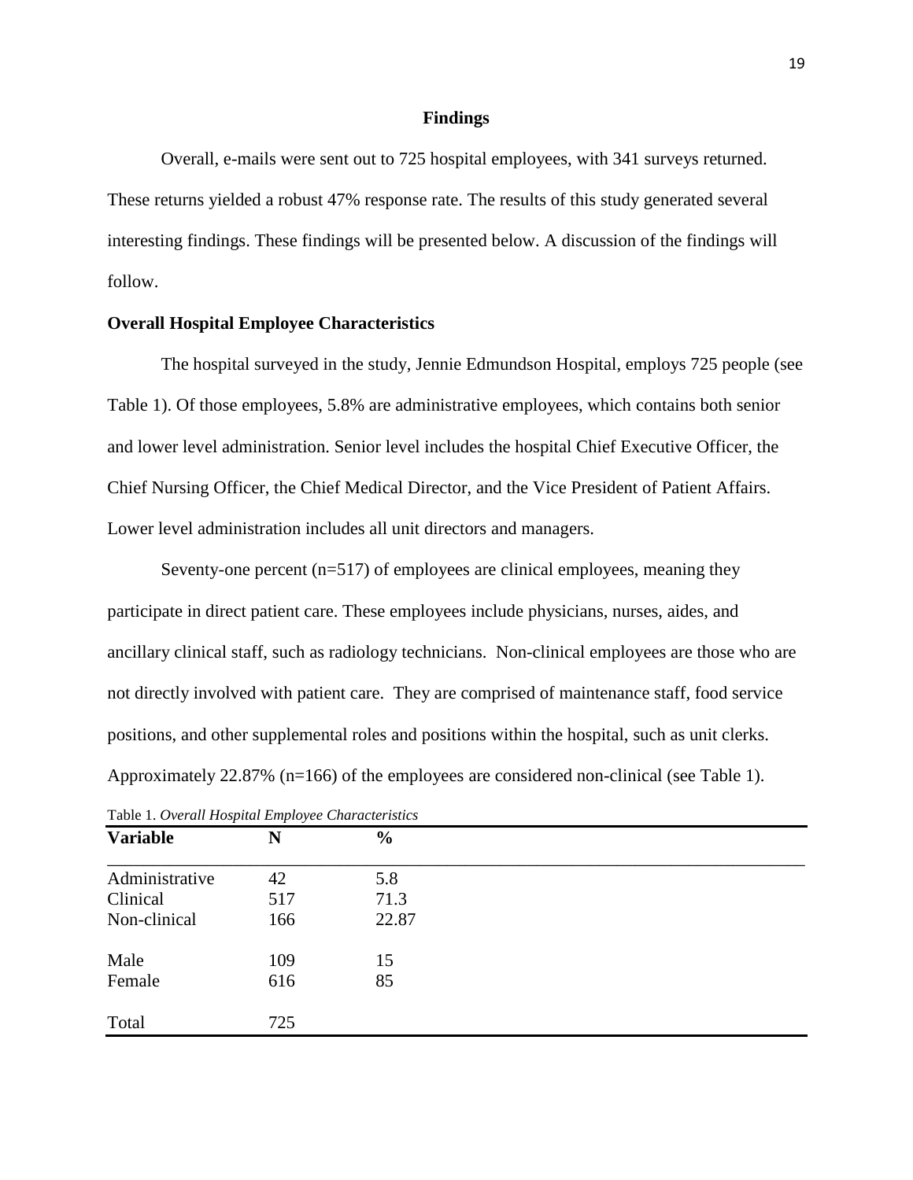## Findings

Overall, e-mails were sent out to 725 hospital employees, with 341 surveys returned. These returns yielded a robust 47% response rate. The results of this study generated several interesting findings. These findings will be presented below. A discussion of the findings will follow.

### Overall Hospital Employee Characteristics

The hospital surveyed in the study, Jennie Edmundson Hospital, employs 725 people (see Table 1). Of those employees, 5.8% are administrative employees, which contains both senior and lower level administration. Senior level includes the hospital Chief Executive Officer, the Chief Nursing Officer, the Chief Medical Director, and the Vice President of Patient Affairs. Lower level administration includes all unit directors and managers.

Seventy-one percent (n=517) of employees are clinical employees, meaning they participate in direct patient care. These employees include physicians, nurses, aides, and ancillary clinical staff, such as radiology technicians. Non-clinical employees are those who are not directly involved with patient care. They are comprised of maintenance staff, food service positions, and other supplemental roles and positions within the hospital, such as unit clerks. Approximately 22.87% (n=166) of the employees are considered non-clinical (see Table 1).

Table 1. *Overall Hospital Employee Characteristics*

| **Variable** | **N** | **%** |
|---|---|---|
| Administrative | 42 | 5.8 |
| Clinical | 517 | 71.3 |
| Non-clinical | 166 | 22.87 |
| | | |
| Male | 109 | 15 |
| Female | 616 | 85 |
| | | |
| Total | 725 | |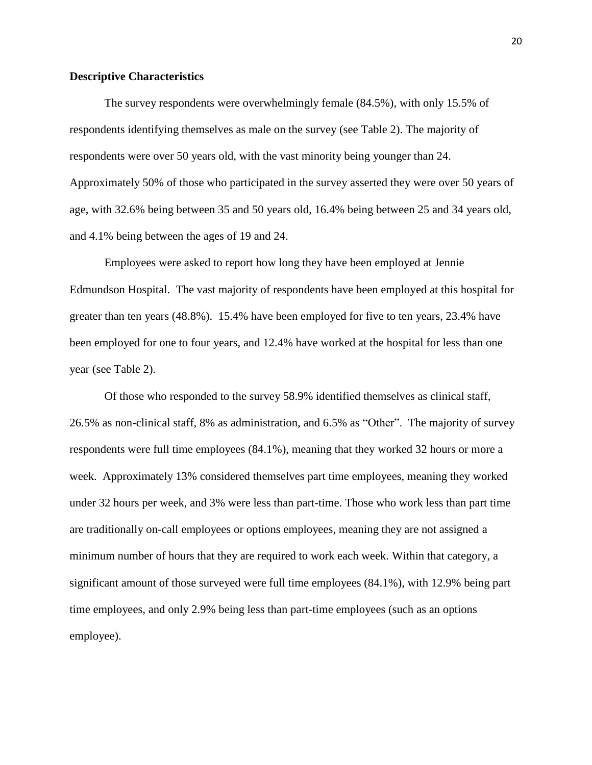**Descriptive Characteristics**

The survey respondents were overwhelmingly female (84.5%), with only 15.5% of respondents identifying themselves as male on the survey (see Table 2). The majority of respondents were over 50 years old, with the vast minority being younger than 24. Approximately 50% of those who participated in the survey asserted they were over 50 years of age, with 32.6% being between 35 and 50 years old, 16.4% being between 25 and 34 years old, and 4.1% being between the ages of 19 and 24.

Employees were asked to report how long they have been employed at Jennie Edmundson Hospital. The vast majority of respondents have been employed at this hospital for greater than ten years (48.8%). 15.4% have been employed for five to ten years, 23.4% have been employed for one to four years, and 12.4% have worked at the hospital for less than one year (see Table 2).

Of those who responded to the survey 58.9% identified themselves as clinical staff, 26.5% as non-clinical staff, 8% as administration, and 6.5% as "Other". The majority of survey respondents were full time employees (84.1%), meaning that they worked 32 hours or more a week. Approximately 13% considered themselves part time employees, meaning they worked under 32 hours per week, and 3% were less than part-time. Those who work less than part time are traditionally on-call employees or options employees, meaning they are not assigned a minimum number of hours that they are required to work each week. Within that category, a significant amount of those surveyed were full time employees (84.1%), with 12.9% being part time employees, and only 2.9% being less than part-time employees (such as an options employee).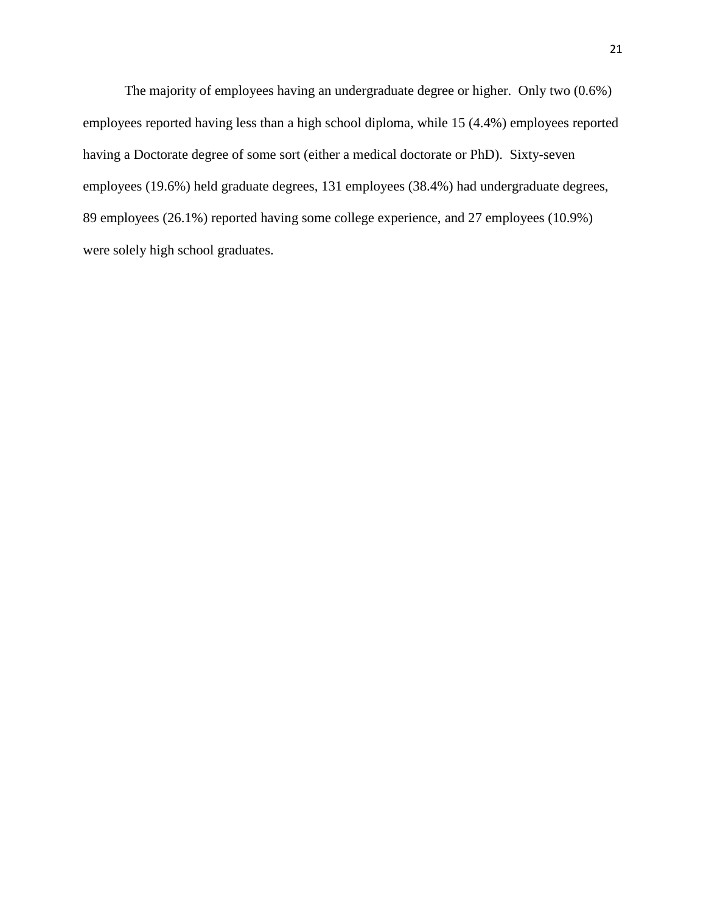The majority of employees having an undergraduate degree or higher. Only two (0.6%) employees reported having less than a high school diploma, while 15 (4.4%) employees reported having a Doctorate degree of some sort (either a medical doctorate or PhD). Sixty-seven employees (19.6%) held graduate degrees, 131 employees (38.4%) had undergraduate degrees, 89 employees (26.1%) reported having some college experience, and 27 employees (10.9%) were solely high school graduates.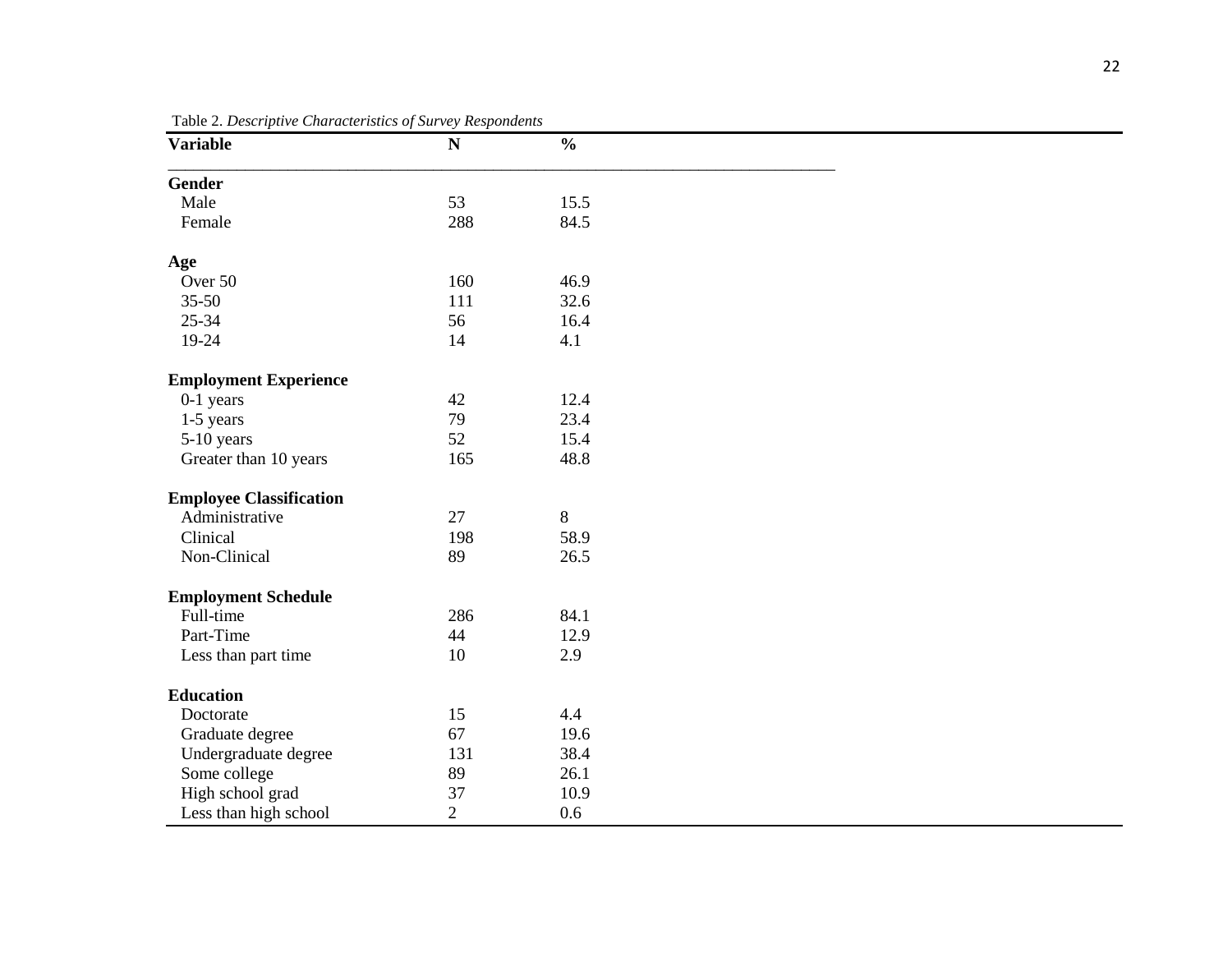Table 2. *Descriptive Characteristics of Survey Respondents*

| Variable | N | % |
|---|---|---|
| **Gender** | | |
| Male | 53 | 15.5 |
| Female | 288 | 84.5 |
| **Age** | | |
| Over 50 | 160 | 46.9 |
| 35-50 | 111 | 32.6 |
| 25-34 | 56 | 16.4 |
| 19-24 | 14 | 4.1 |
| **Employment Experience** | | |
| 0-1 years | 42 | 12.4 |
| 1-5 years | 79 | 23.4 |
| 5-10 years | 52 | 15.4 |
| Greater than 10 years | 165 | 48.8 |
| **Employee Classification** | | |
| Administrative | 27 | 8 |
| Clinical | 198 | 58.9 |
| Non-Clinical | 89 | 26.5 |
| **Employment Schedule** | | |
| Full-time | 286 | 84.1 |
| Part-Time | 44 | 12.9 |
| Less than part time | 10 | 2.9 |
| **Education** | | |
| Doctorate | 15 | 4.4 |
| Graduate degree | 67 | 19.6 |
| Undergraduate degree | 131 | 38.4 |
| Some college | 89 | 26.1 |
| High school grad | 37 | 10.9 |
| Less than high school | 2 | 0.6 |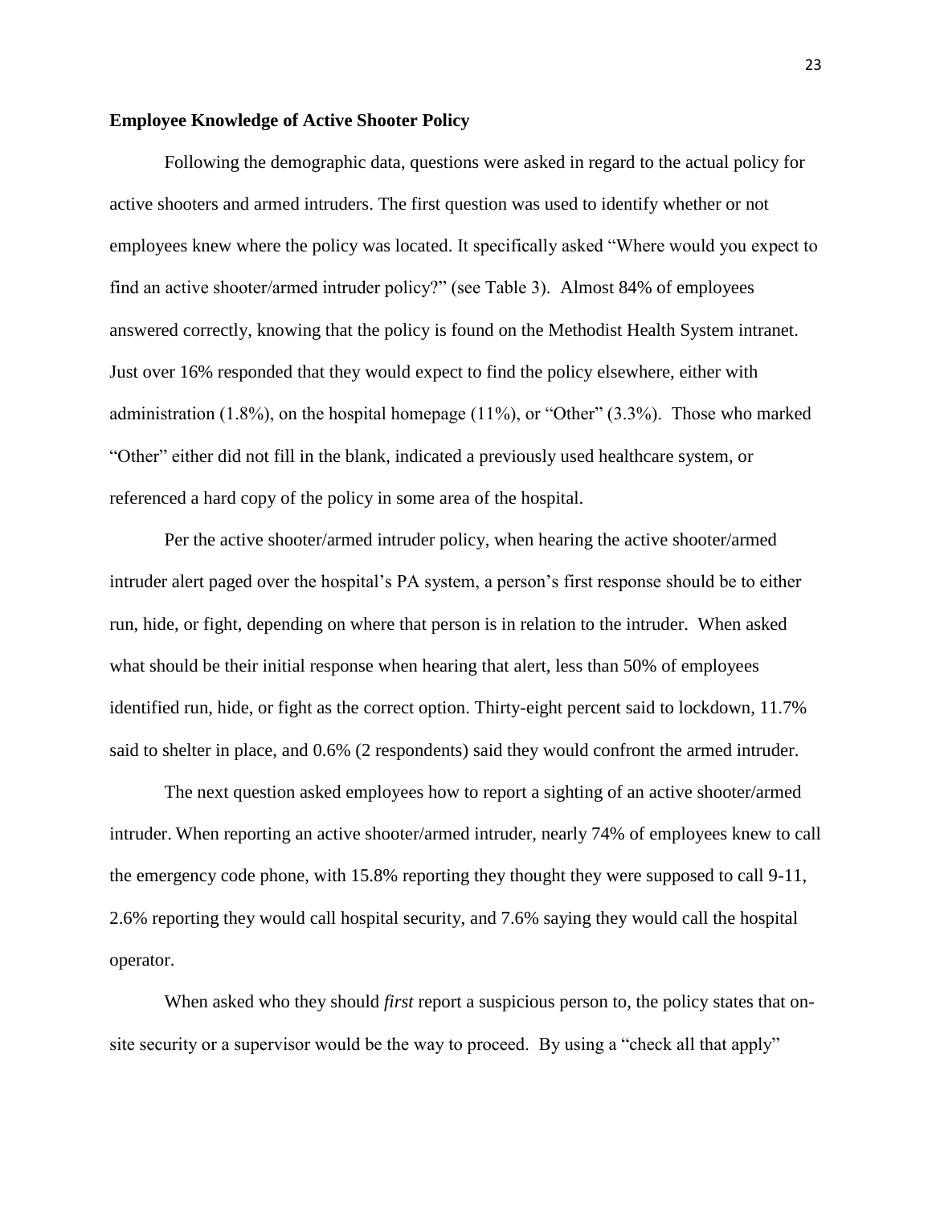**Employee Knowledge of Active Shooter Policy**

Following the demographic data, questions were asked in regard to the actual policy for active shooters and armed intruders. The first question was used to identify whether or not employees knew where the policy was located. It specifically asked "Where would you expect to find an active shooter/armed intruder policy?" (see Table 3). Almost 84% of employees answered correctly, knowing that the policy is found on the Methodist Health System intranet. Just over 16% responded that they would expect to find the policy elsewhere, either with administration (1.8%), on the hospital homepage (11%), or "Other" (3.3%). Those who marked "Other" either did not fill in the blank, indicated a previously used healthcare system, or referenced a hard copy of the policy in some area of the hospital.

Per the active shooter/armed intruder policy, when hearing the active shooter/armed intruder alert paged over the hospital's PA system, a person's first response should be to either run, hide, or fight, depending on where that person is in relation to the intruder. When asked what should be their initial response when hearing that alert, less than 50% of employees identified run, hide, or fight as the correct option. Thirty-eight percent said to lockdown, 11.7% said to shelter in place, and 0.6% (2 respondents) said they would confront the armed intruder.

The next question asked employees how to report a sighting of an active shooter/armed intruder. When reporting an active shooter/armed intruder, nearly 74% of employees knew to call the emergency code phone, with 15.8% reporting they thought they were supposed to call 9-11, 2.6% reporting they would call hospital security, and 7.6% saying they would call the hospital operator.

When asked who they should *first* report a suspicious person to, the policy states that on-site security or a supervisor would be the way to proceed. By using a "check all that apply"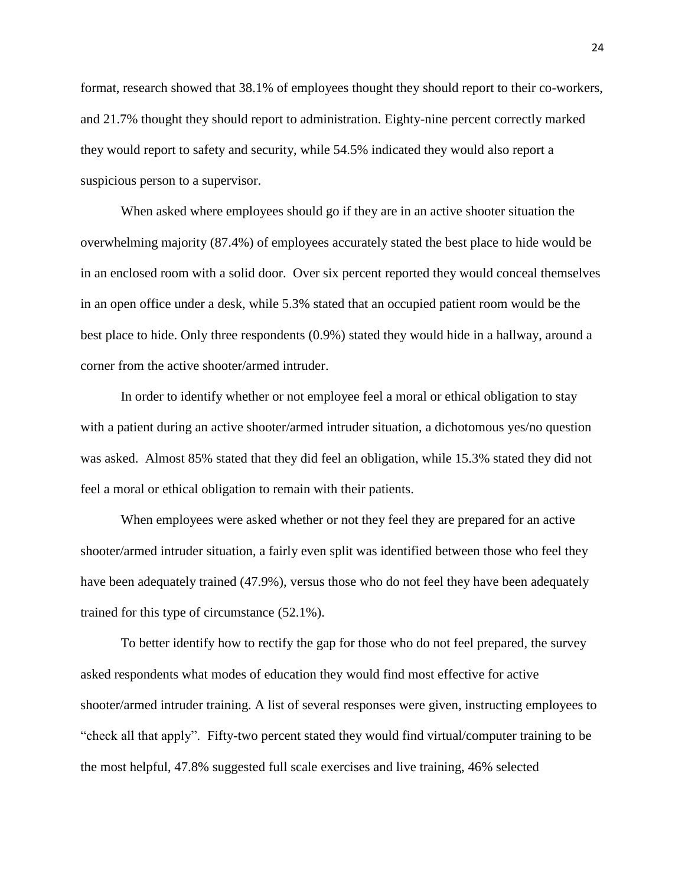format, research showed that 38.1% of employees thought they should report to their co-workers, and 21.7% thought they should report to administration. Eighty-nine percent correctly marked they would report to safety and security, while 54.5% indicated they would also report a suspicious person to a supervisor.

When asked where employees should go if they are in an active shooter situation the overwhelming majority (87.4%) of employees accurately stated the best place to hide would be in an enclosed room with a solid door. Over six percent reported they would conceal themselves in an open office under a desk, while 5.3% stated that an occupied patient room would be the best place to hide. Only three respondents (0.9%) stated they would hide in a hallway, around a corner from the active shooter/armed intruder.

In order to identify whether or not employee feel a moral or ethical obligation to stay with a patient during an active shooter/armed intruder situation, a dichotomous yes/no question was asked. Almost 85% stated that they did feel an obligation, while 15.3% stated they did not feel a moral or ethical obligation to remain with their patients.

When employees were asked whether or not they feel they are prepared for an active shooter/armed intruder situation, a fairly even split was identified between those who feel they have been adequately trained (47.9%), versus those who do not feel they have been adequately trained for this type of circumstance (52.1%).

To better identify how to rectify the gap for those who do not feel prepared, the survey asked respondents what modes of education they would find most effective for active shooter/armed intruder training. A list of several responses were given, instructing employees to "check all that apply". Fifty-two percent stated they would find virtual/computer training to be the most helpful, 47.8% suggested full scale exercises and live training, 46% selected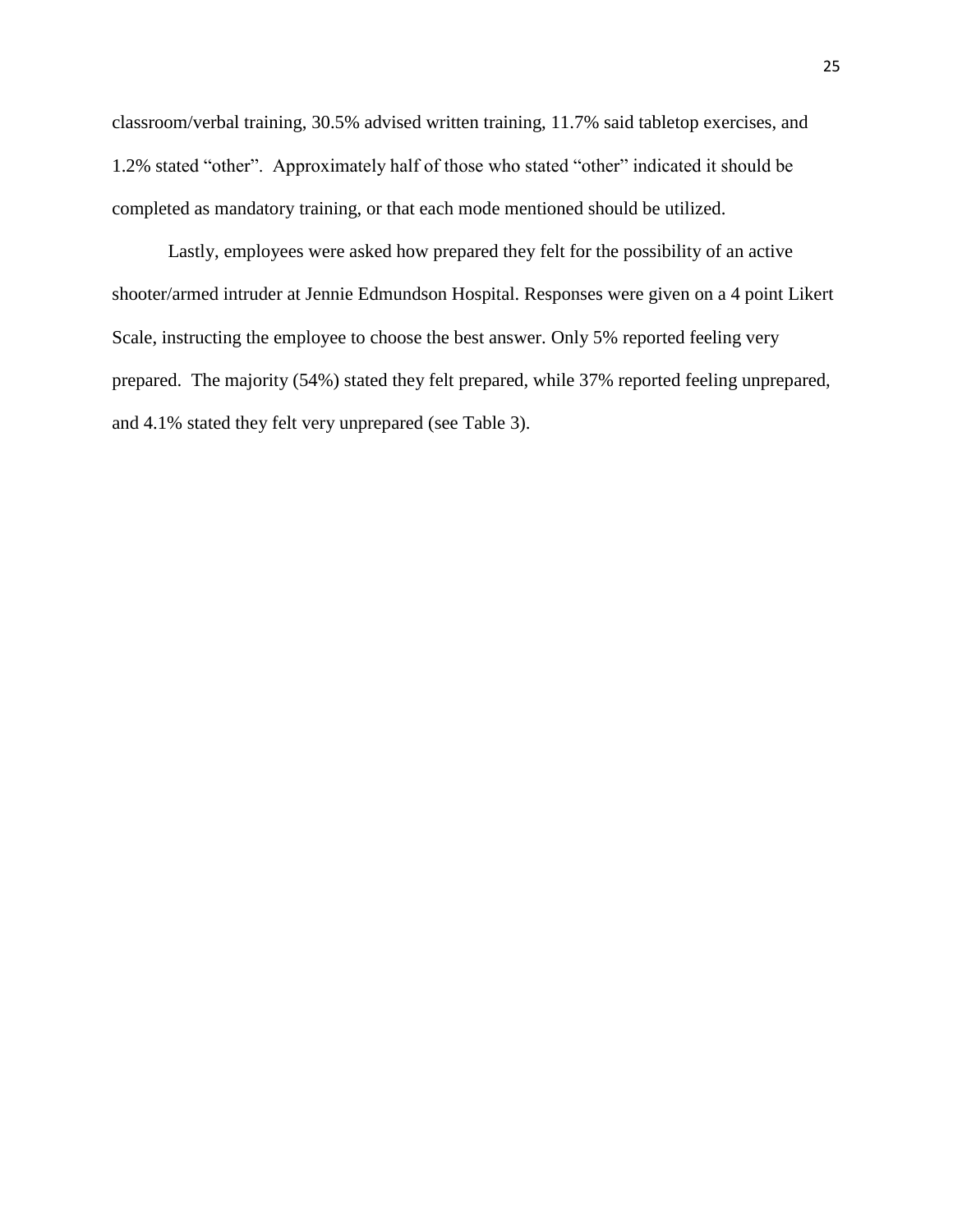classroom/verbal training, 30.5% advised written training, 11.7% said tabletop exercises, and 1.2% stated "other". Approximately half of those who stated "other" indicated it should be completed as mandatory training, or that each mode mentioned should be utilized.

Lastly, employees were asked how prepared they felt for the possibility of an active shooter/armed intruder at Jennie Edmundson Hospital. Responses were given on a 4 point Likert Scale, instructing the employee to choose the best answer. Only 5% reported feeling very prepared. The majority (54%) stated they felt prepared, while 37% reported feeling unprepared, and 4.1% stated they felt very unprepared (see Table 3).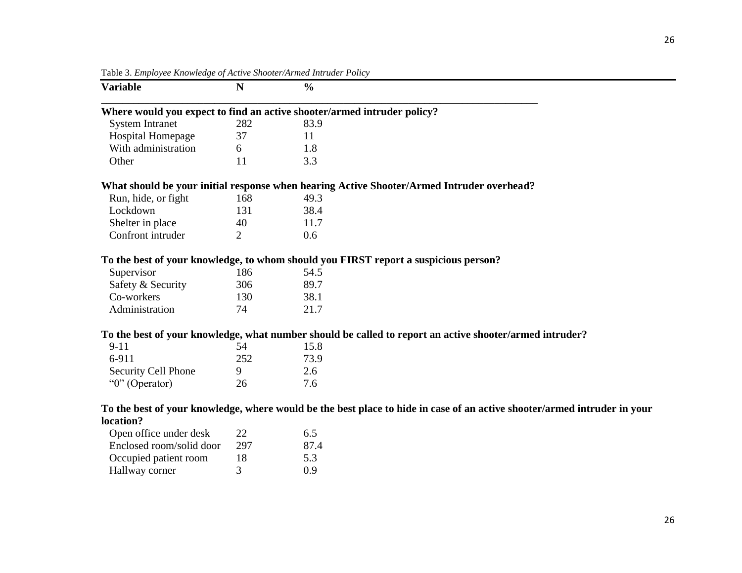Table 3. *Employee Knowledge of Active Shooter/Armed Intruder Policy*

| Variable | N | % |
|---|---|---|
| **Where would you expect to find an active shooter/armed intruder policy?** | | |
| System Intranet | 282 | 83.9 |
| Hospital Homepage | 37 | 11 |
| With administration | 6 | 1.8 |
| Other | 11 | 3.3 |
| **What should be your initial response when hearing Active Shooter/Armed Intruder overhead?** | | |
| Run, hide, or fight | 168 | 49.3 |
| Lockdown | 131 | 38.4 |
| Shelter in place | 40 | 11.7 |
| Confront intruder | 2 | 0.6 |
| **To the best of your knowledge, to whom should you FIRST report a suspicious person?** | | |
| Supervisor | 186 | 54.5 |
| Safety & Security | 306 | 89.7 |
| Co-workers | 130 | 38.1 |
| Administration | 74 | 21.7 |
| **To the best of your knowledge, what number should be called to report an active shooter/armed intruder?** | | |
| 9-11 | 54 | 15.8 |
| 6-911 | 252 | 73.9 |
| Security Cell Phone | 9 | 2.6 |
| "0" (Operator) | 26 | 7.6 |
| **To the best of your knowledge, where would be the best place to hide in case of an active shooter/armed intruder in your location?** | | |
| Open office under desk | 22 | 6.5 |
| Enclosed room/solid door | 297 | 87.4 |
| Occupied patient room | 18 | 5.3 |
| Hallway corner | 3 | 0.9 |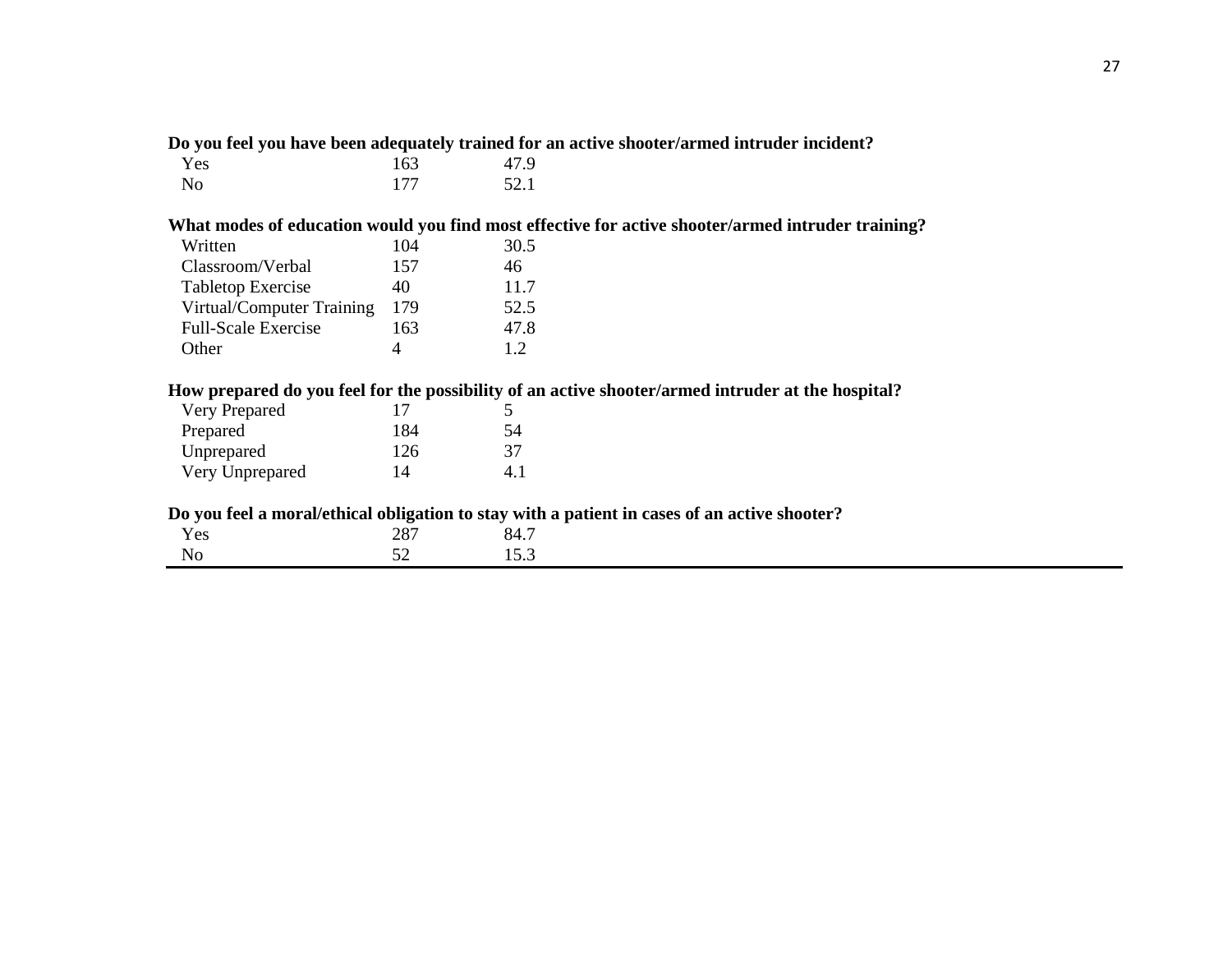| | | |
|---|---|---|
| **Do you feel you have been adequately trained for an active shooter/armed intruder incident?** | | |
| Yes | 163 | 47.9 |
| No | 177 | 52.1 |
| **What modes of education would you find most effective for active shooter/armed intruder training?** | | |
| Written | 104 | 30.5 |
| Classroom/Verbal | 157 | 46 |
| Tabletop Exercise | 40 | 11.7 |
| Virtual/Computer Training | 179 | 52.5 |
| Full-Scale Exercise | 163 | 47.8 |
| Other | 4 | 1.2 |
| **How prepared do you feel for the possibility of an active shooter/armed intruder at the hospital?** | | |
| Very Prepared | 17 | 5 |
| Prepared | 184 | 54 |
| Unprepared | 126 | 37 |
| Very Unprepared | 14 | 4.1 |
| **Do you feel a moral/ethical obligation to stay with a patient in cases of an active shooter?** | | |
| Yes | 287 | 84.7 |
| No | 52 | 15.3 |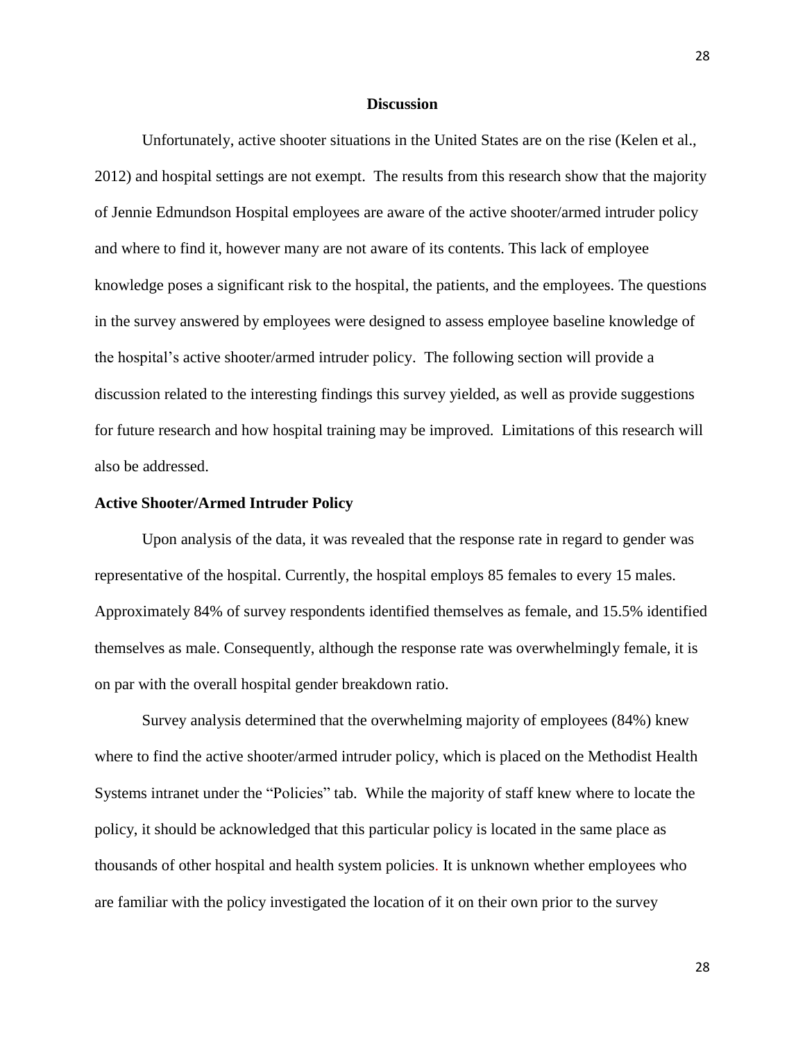## Discussion

Unfortunately, active shooter situations in the United States are on the rise (Kelen et al., 2012) and hospital settings are not exempt. The results from this research show that the majority of Jennie Edmundson Hospital employees are aware of the active shooter/armed intruder policy and where to find it, however many are not aware of its contents. This lack of employee knowledge poses a significant risk to the hospital, the patients, and the employees. The questions in the survey answered by employees were designed to assess employee baseline knowledge of the hospital's active shooter/armed intruder policy. The following section will provide a discussion related to the interesting findings this survey yielded, as well as provide suggestions for future research and how hospital training may be improved. Limitations of this research will also be addressed.

### Active Shooter/Armed Intruder Policy

Upon analysis of the data, it was revealed that the response rate in regard to gender was representative of the hospital. Currently, the hospital employs 85 females to every 15 males. Approximately 84% of survey respondents identified themselves as female, and 15.5% identified themselves as male. Consequently, although the response rate was overwhelmingly female, it is on par with the overall hospital gender breakdown ratio.

Survey analysis determined that the overwhelming majority of employees (84%) knew where to find the active shooter/armed intruder policy, which is placed on the Methodist Health Systems intranet under the "Policies" tab. While the majority of staff knew where to locate the policy, it should be acknowledged that this particular policy is located in the same place as thousands of other hospital and health system policies. It is unknown whether employees who are familiar with the policy investigated the location of it on their own prior to the survey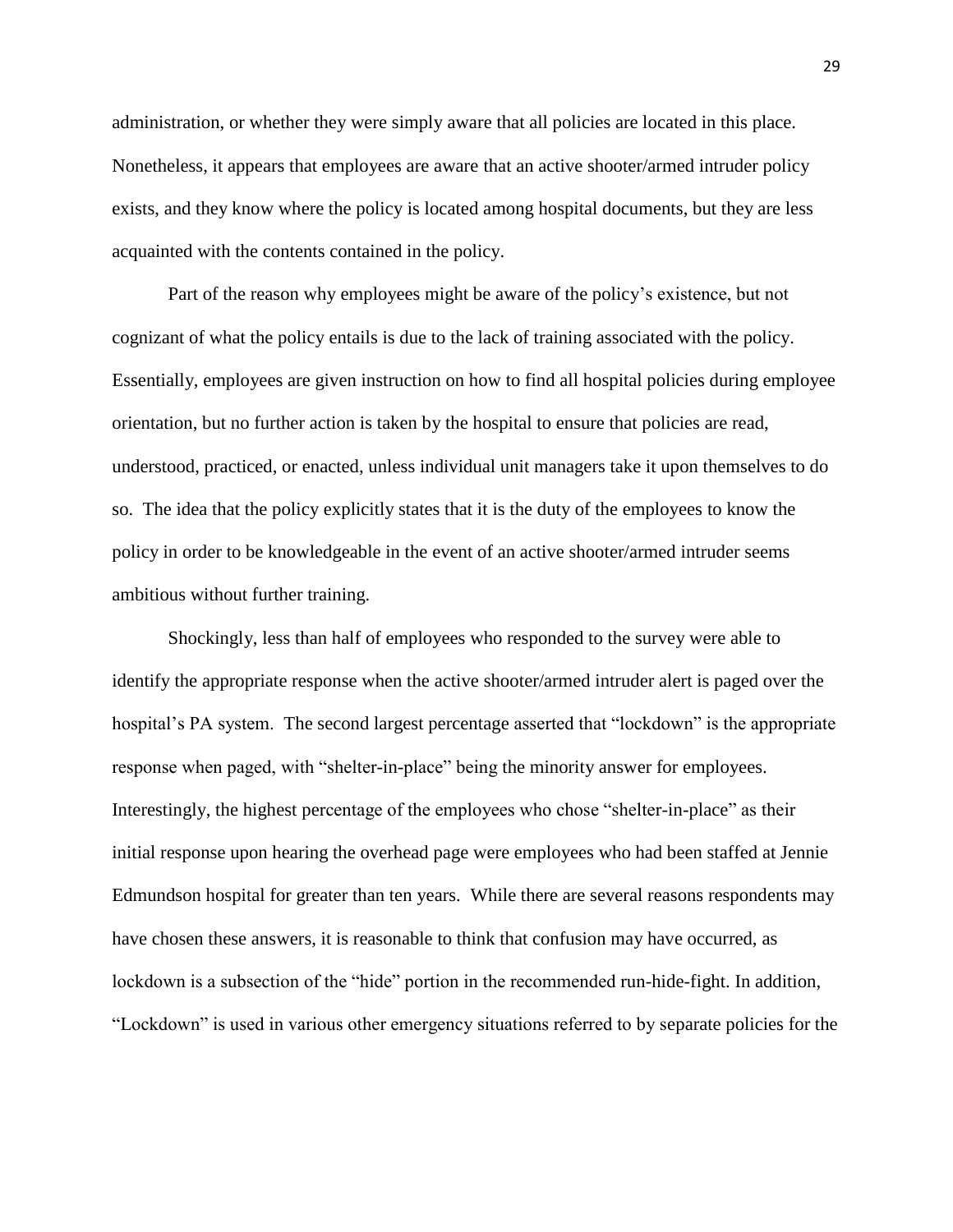administration, or whether they were simply aware that all policies are located in this place. Nonetheless, it appears that employees are aware that an active shooter/armed intruder policy exists, and they know where the policy is located among hospital documents, but they are less acquainted with the contents contained in the policy.

Part of the reason why employees might be aware of the policy's existence, but not cognizant of what the policy entails is due to the lack of training associated with the policy. Essentially, employees are given instruction on how to find all hospital policies during employee orientation, but no further action is taken by the hospital to ensure that policies are read, understood, practiced, or enacted, unless individual unit managers take it upon themselves to do so. The idea that the policy explicitly states that it is the duty of the employees to know the policy in order to be knowledgeable in the event of an active shooter/armed intruder seems ambitious without further training.

Shockingly, less than half of employees who responded to the survey were able to identify the appropriate response when the active shooter/armed intruder alert is paged over the hospital's PA system. The second largest percentage asserted that "lockdown" is the appropriate response when paged, with "shelter-in-place" being the minority answer for employees. Interestingly, the highest percentage of the employees who chose "shelter-in-place" as their initial response upon hearing the overhead page were employees who had been staffed at Jennie Edmundson hospital for greater than ten years. While there are several reasons respondents may have chosen these answers, it is reasonable to think that confusion may have occurred, as lockdown is a subsection of the "hide" portion in the recommended run-hide-fight. In addition, "Lockdown" is used in various other emergency situations referred to by separate policies for the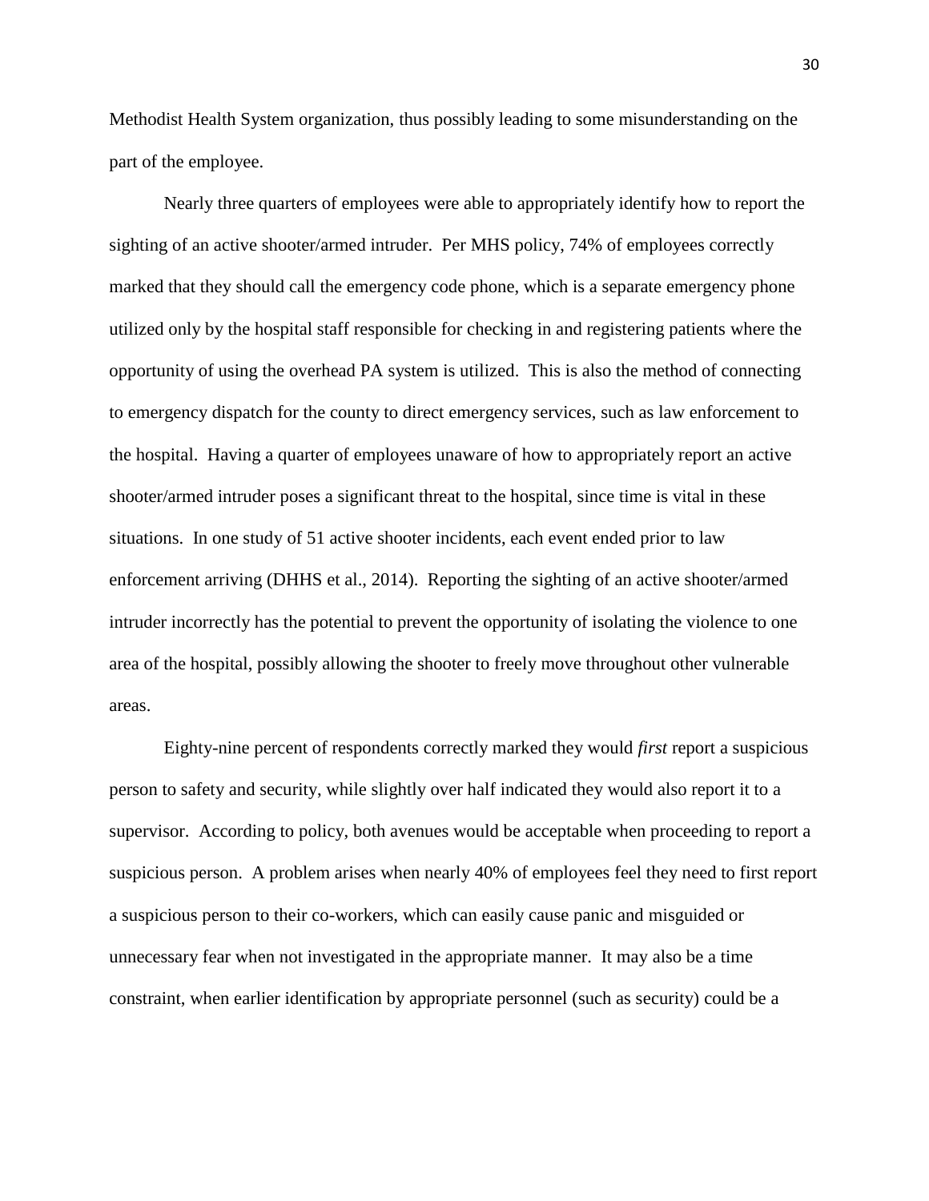Methodist Health System organization, thus possibly leading to some misunderstanding on the part of the employee.

Nearly three quarters of employees were able to appropriately identify how to report the sighting of an active shooter/armed intruder. Per MHS policy, 74% of employees correctly marked that they should call the emergency code phone, which is a separate emergency phone utilized only by the hospital staff responsible for checking in and registering patients where the opportunity of using the overhead PA system is utilized. This is also the method of connecting to emergency dispatch for the county to direct emergency services, such as law enforcement to the hospital. Having a quarter of employees unaware of how to appropriately report an active shooter/armed intruder poses a significant threat to the hospital, since time is vital in these situations. In one study of 51 active shooter incidents, each event ended prior to law enforcement arriving (DHHS et al., 2014). Reporting the sighting of an active shooter/armed intruder incorrectly has the potential to prevent the opportunity of isolating the violence to one area of the hospital, possibly allowing the shooter to freely move throughout other vulnerable areas.

Eighty-nine percent of respondents correctly marked they would *first* report a suspicious person to safety and security, while slightly over half indicated they would also report it to a supervisor. According to policy, both avenues would be acceptable when proceeding to report a suspicious person. A problem arises when nearly 40% of employees feel they need to first report a suspicious person to their co-workers, which can easily cause panic and misguided or unnecessary fear when not investigated in the appropriate manner. It may also be a time constraint, when earlier identification by appropriate personnel (such as security) could be a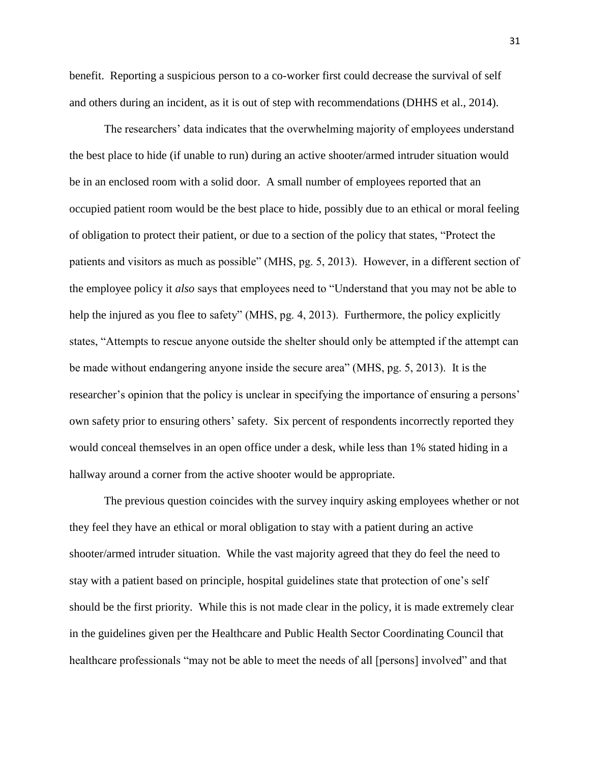benefit. Reporting a suspicious person to a co-worker first could decrease the survival of self and others during an incident, as it is out of step with recommendations (DHHS et al., 2014).

The researchers' data indicates that the overwhelming majority of employees understand the best place to hide (if unable to run) during an active shooter/armed intruder situation would be in an enclosed room with a solid door. A small number of employees reported that an occupied patient room would be the best place to hide, possibly due to an ethical or moral feeling of obligation to protect their patient, or due to a section of the policy that states, "Protect the patients and visitors as much as possible" (MHS, pg. 5, 2013). However, in a different section of the employee policy it *also* says that employees need to "Understand that you may not be able to help the injured as you flee to safety" (MHS, pg. 4, 2013). Furthermore, the policy explicitly states, "Attempts to rescue anyone outside the shelter should only be attempted if the attempt can be made without endangering anyone inside the secure area" (MHS, pg. 5, 2013). It is the researcher's opinion that the policy is unclear in specifying the importance of ensuring a persons' own safety prior to ensuring others' safety. Six percent of respondents incorrectly reported they would conceal themselves in an open office under a desk, while less than 1% stated hiding in a hallway around a corner from the active shooter would be appropriate.

The previous question coincides with the survey inquiry asking employees whether or not they feel they have an ethical or moral obligation to stay with a patient during an active shooter/armed intruder situation. While the vast majority agreed that they do feel the need to stay with a patient based on principle, hospital guidelines state that protection of one's self should be the first priority. While this is not made clear in the policy, it is made extremely clear in the guidelines given per the Healthcare and Public Health Sector Coordinating Council that healthcare professionals "may not be able to meet the needs of all [persons] involved" and that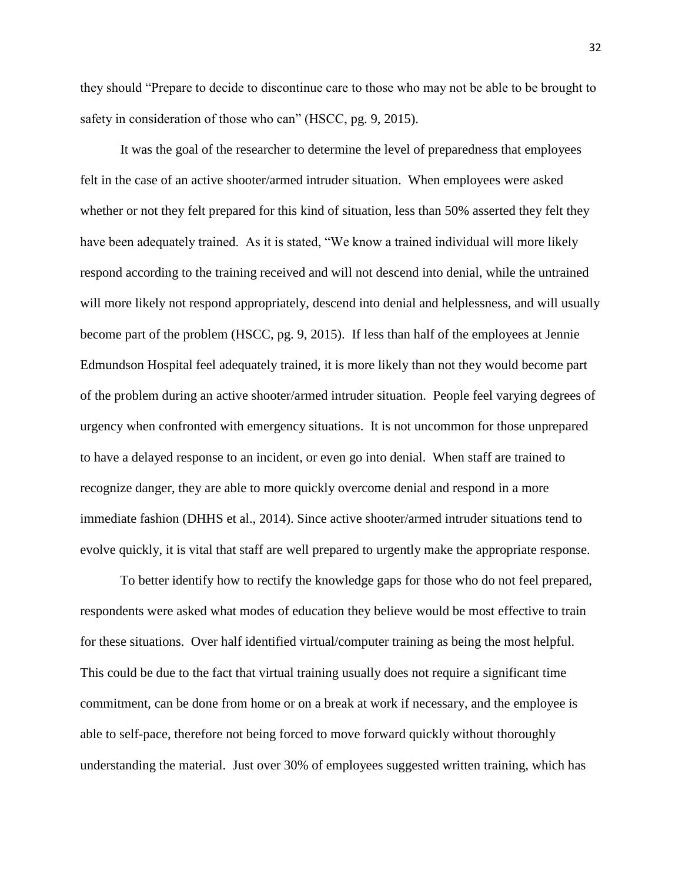they should "Prepare to decide to discontinue care to those who may not be able to be brought to safety in consideration of those who can" (HSCC, pg. 9, 2015).

It was the goal of the researcher to determine the level of preparedness that employees felt in the case of an active shooter/armed intruder situation. When employees were asked whether or not they felt prepared for this kind of situation, less than 50% asserted they felt they have been adequately trained. As it is stated, "We know a trained individual will more likely respond according to the training received and will not descend into denial, while the untrained will more likely not respond appropriately, descend into denial and helplessness, and will usually become part of the problem (HSCC, pg. 9, 2015). If less than half of the employees at Jennie Edmundson Hospital feel adequately trained, it is more likely than not they would become part of the problem during an active shooter/armed intruder situation. People feel varying degrees of urgency when confronted with emergency situations. It is not uncommon for those unprepared to have a delayed response to an incident, or even go into denial. When staff are trained to recognize danger, they are able to more quickly overcome denial and respond in a more immediate fashion (DHHS et al., 2014). Since active shooter/armed intruder situations tend to evolve quickly, it is vital that staff are well prepared to urgently make the appropriate response.

To better identify how to rectify the knowledge gaps for those who do not feel prepared, respondents were asked what modes of education they believe would be most effective to train for these situations. Over half identified virtual/computer training as being the most helpful. This could be due to the fact that virtual training usually does not require a significant time commitment, can be done from home or on a break at work if necessary, and the employee is able to self-pace, therefore not being forced to move forward quickly without thoroughly understanding the material. Just over 30% of employees suggested written training, which has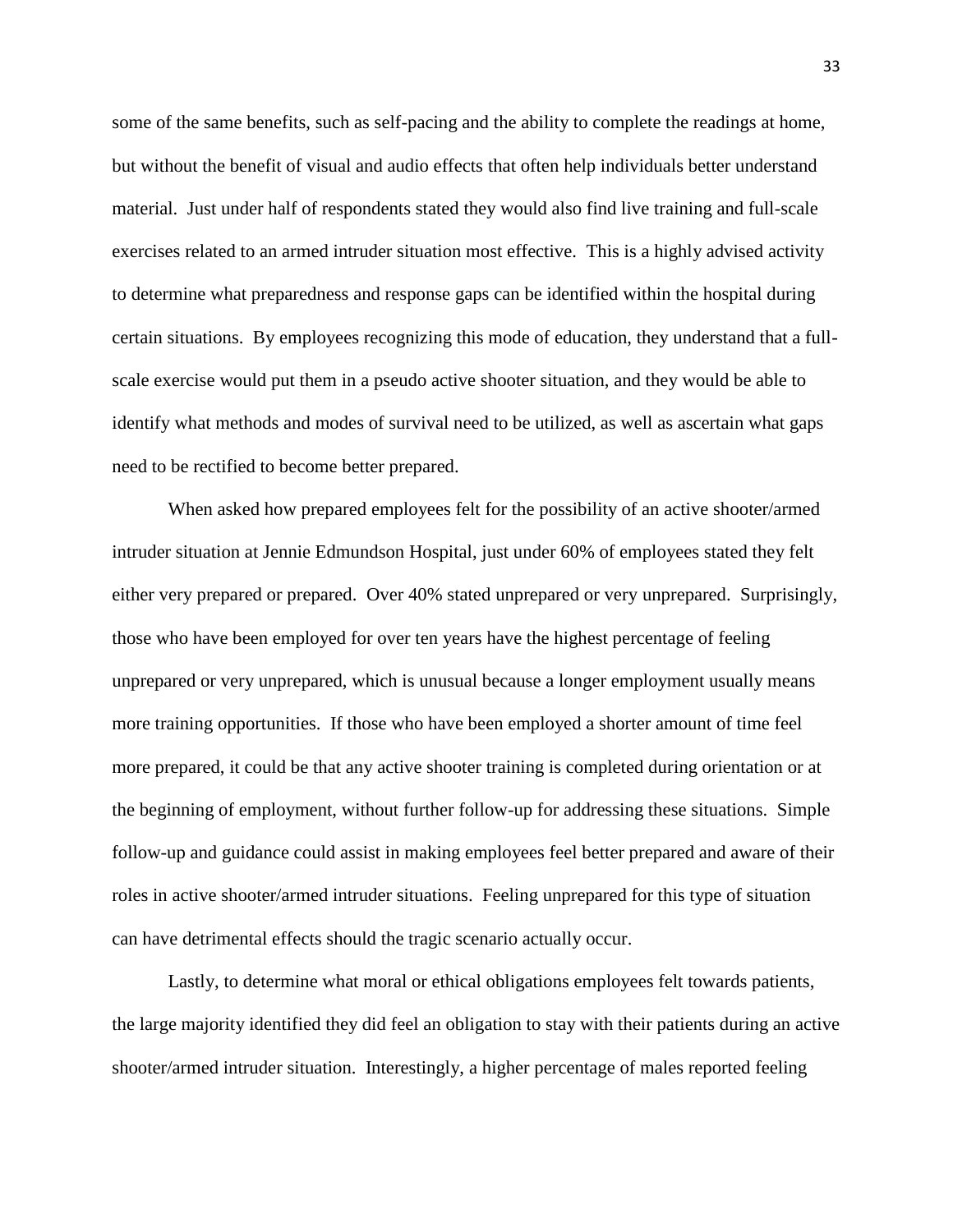some of the same benefits, such as self-pacing and the ability to complete the readings at home, but without the benefit of visual and audio effects that often help individuals better understand material. Just under half of respondents stated they would also find live training and full-scale exercises related to an armed intruder situation most effective. This is a highly advised activity to determine what preparedness and response gaps can be identified within the hospital during certain situations. By employees recognizing this mode of education, they understand that a full-scale exercise would put them in a pseudo active shooter situation, and they would be able to identify what methods and modes of survival need to be utilized, as well as ascertain what gaps need to be rectified to become better prepared.

When asked how prepared employees felt for the possibility of an active shooter/armed intruder situation at Jennie Edmundson Hospital, just under 60% of employees stated they felt either very prepared or prepared. Over 40% stated unprepared or very unprepared. Surprisingly, those who have been employed for over ten years have the highest percentage of feeling unprepared or very unprepared, which is unusual because a longer employment usually means more training opportunities. If those who have been employed a shorter amount of time feel more prepared, it could be that any active shooter training is completed during orientation or at the beginning of employment, without further follow-up for addressing these situations. Simple follow-up and guidance could assist in making employees feel better prepared and aware of their roles in active shooter/armed intruder situations. Feeling unprepared for this type of situation can have detrimental effects should the tragic scenario actually occur.

Lastly, to determine what moral or ethical obligations employees felt towards patients, the large majority identified they did feel an obligation to stay with their patients during an active shooter/armed intruder situation. Interestingly, a higher percentage of males reported feeling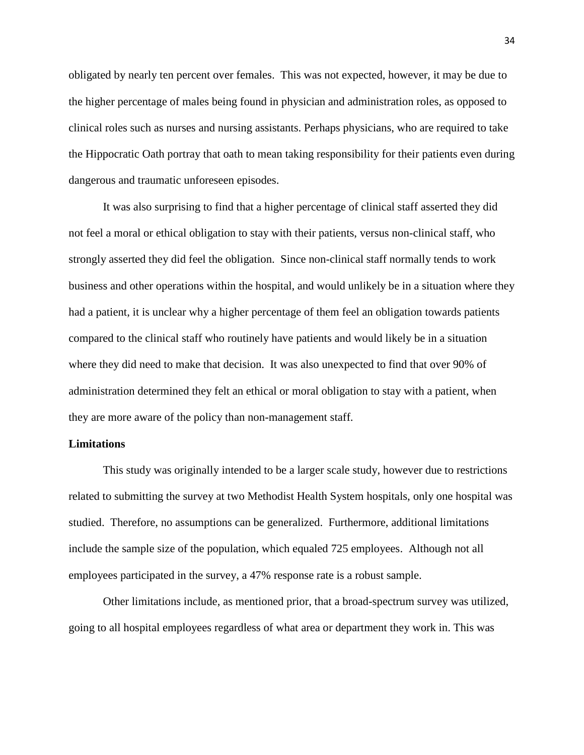obligated by nearly ten percent over females. This was not expected, however, it may be due to the higher percentage of males being found in physician and administration roles, as opposed to clinical roles such as nurses and nursing assistants. Perhaps physicians, who are required to take the Hippocratic Oath portray that oath to mean taking responsibility for their patients even during dangerous and traumatic unforeseen episodes.

It was also surprising to find that a higher percentage of clinical staff asserted they did not feel a moral or ethical obligation to stay with their patients, versus non-clinical staff, who strongly asserted they did feel the obligation. Since non-clinical staff normally tends to work business and other operations within the hospital, and would unlikely be in a situation where they had a patient, it is unclear why a higher percentage of them feel an obligation towards patients compared to the clinical staff who routinely have patients and would likely be in a situation where they did need to make that decision. It was also unexpected to find that over 90% of administration determined they felt an ethical or moral obligation to stay with a patient, when they are more aware of the policy than non-management staff.

**Limitations**

This study was originally intended to be a larger scale study, however due to restrictions related to submitting the survey at two Methodist Health System hospitals, only one hospital was studied. Therefore, no assumptions can be generalized. Furthermore, additional limitations include the sample size of the population, which equaled 725 employees. Although not all employees participated in the survey, a 47% response rate is a robust sample.

Other limitations include, as mentioned prior, that a broad-spectrum survey was utilized, going to all hospital employees regardless of what area or department they work in. This was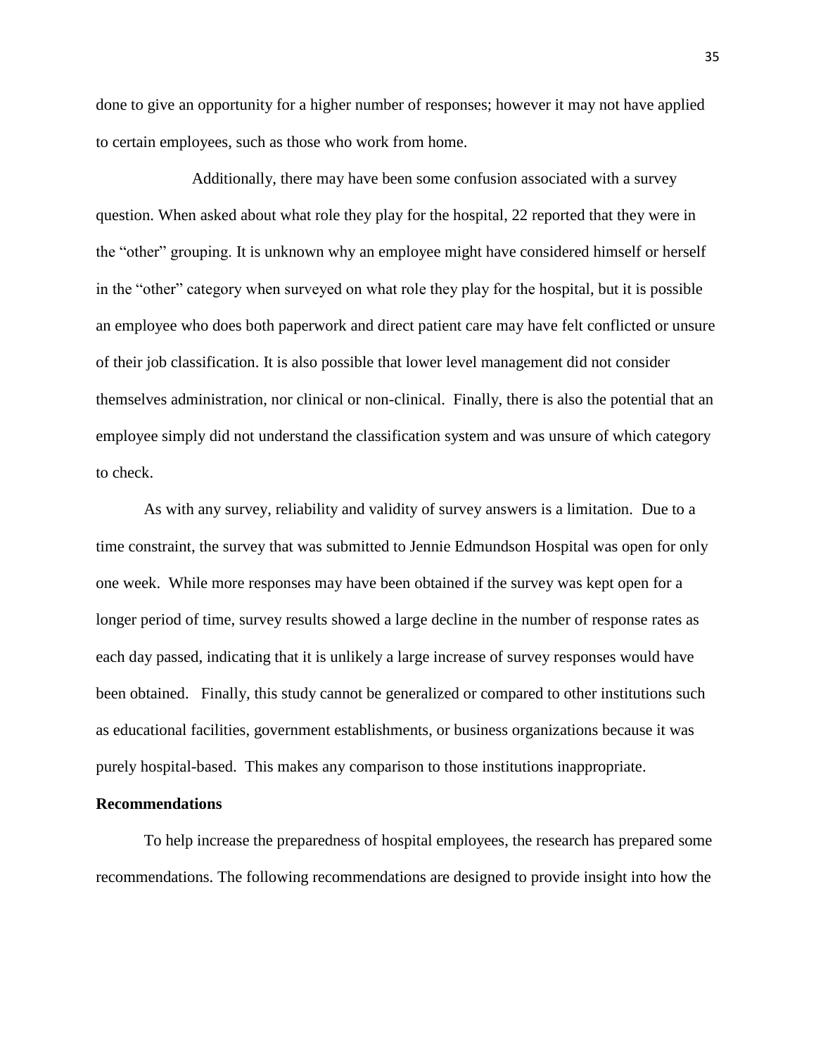done to give an opportunity for a higher number of responses; however it may not have applied to certain employees, such as those who work from home.

Additionally, there may have been some confusion associated with a survey question. When asked about what role they play for the hospital, 22 reported that they were in the "other" grouping. It is unknown why an employee might have considered himself or herself in the "other" category when surveyed on what role they play for the hospital, but it is possible an employee who does both paperwork and direct patient care may have felt conflicted or unsure of their job classification. It is also possible that lower level management did not consider themselves administration, nor clinical or non-clinical. Finally, there is also the potential that an employee simply did not understand the classification system and was unsure of which category to check.

As with any survey, reliability and validity of survey answers is a limitation. Due to a time constraint, the survey that was submitted to Jennie Edmundson Hospital was open for only one week. While more responses may have been obtained if the survey was kept open for a longer period of time, survey results showed a large decline in the number of response rates as each day passed, indicating that it is unlikely a large increase of survey responses would have been obtained. Finally, this study cannot be generalized or compared to other institutions such as educational facilities, government establishments, or business organizations because it was purely hospital-based. This makes any comparison to those institutions inappropriate.

**Recommendations**

To help increase the preparedness of hospital employees, the research has prepared some recommendations. The following recommendations are designed to provide insight into how the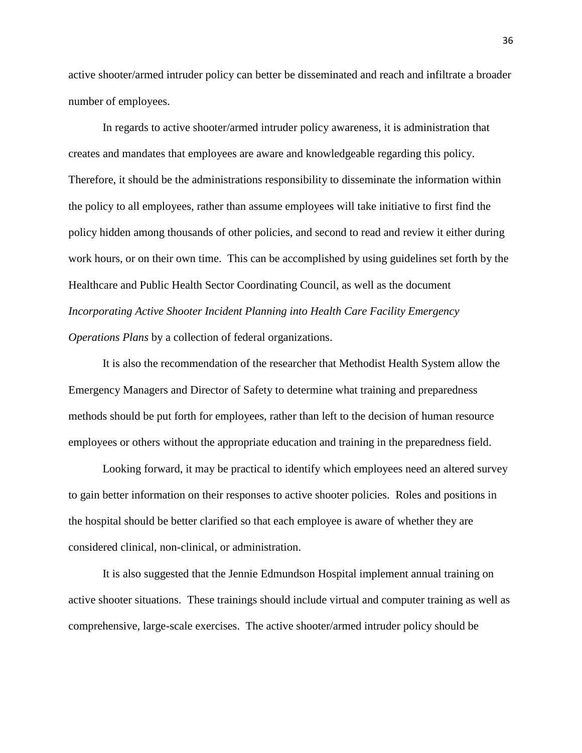active shooter/armed intruder policy can better be disseminated and reach and infiltrate a broader number of employees.

In regards to active shooter/armed intruder policy awareness, it is administration that creates and mandates that employees are aware and knowledgeable regarding this policy. Therefore, it should be the administrations responsibility to disseminate the information within the policy to all employees, rather than assume employees will take initiative to first find the policy hidden among thousands of other policies, and second to read and review it either during work hours, or on their own time. This can be accomplished by using guidelines set forth by the Healthcare and Public Health Sector Coordinating Council, as well as the document *Incorporating Active Shooter Incident Planning into Health Care Facility Emergency Operations Plans* by a collection of federal organizations.

It is also the recommendation of the researcher that Methodist Health System allow the Emergency Managers and Director of Safety to determine what training and preparedness methods should be put forth for employees, rather than left to the decision of human resource employees or others without the appropriate education and training in the preparedness field.

Looking forward, it may be practical to identify which employees need an altered survey to gain better information on their responses to active shooter policies. Roles and positions in the hospital should be better clarified so that each employee is aware of whether they are considered clinical, non-clinical, or administration.

It is also suggested that the Jennie Edmundson Hospital implement annual training on active shooter situations. These trainings should include virtual and computer training as well as comprehensive, large-scale exercises. The active shooter/armed intruder policy should be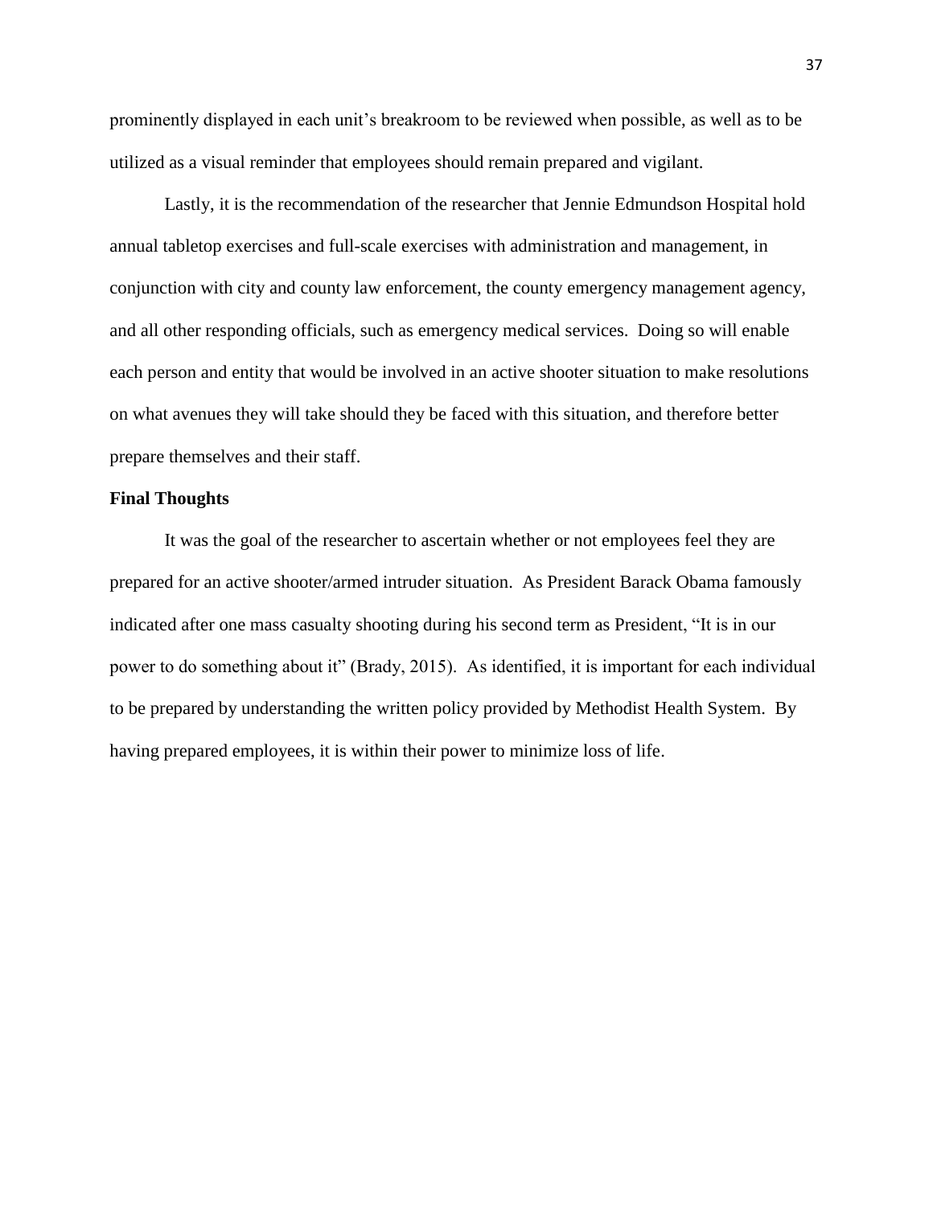prominently displayed in each unit's breakroom to be reviewed when possible, as well as to be utilized as a visual reminder that employees should remain prepared and vigilant.

Lastly, it is the recommendation of the researcher that Jennie Edmundson Hospital hold annual tabletop exercises and full-scale exercises with administration and management, in conjunction with city and county law enforcement, the county emergency management agency, and all other responding officials, such as emergency medical services. Doing so will enable each person and entity that would be involved in an active shooter situation to make resolutions on what avenues they will take should they be faced with this situation, and therefore better prepare themselves and their staff.

### Final Thoughts

It was the goal of the researcher to ascertain whether or not employees feel they are prepared for an active shooter/armed intruder situation. As President Barack Obama famously indicated after one mass casualty shooting during his second term as President, "It is in our power to do something about it" (Brady, 2015). As identified, it is important for each individual to be prepared by understanding the written policy provided by Methodist Health System. By having prepared employees, it is within their power to minimize loss of life.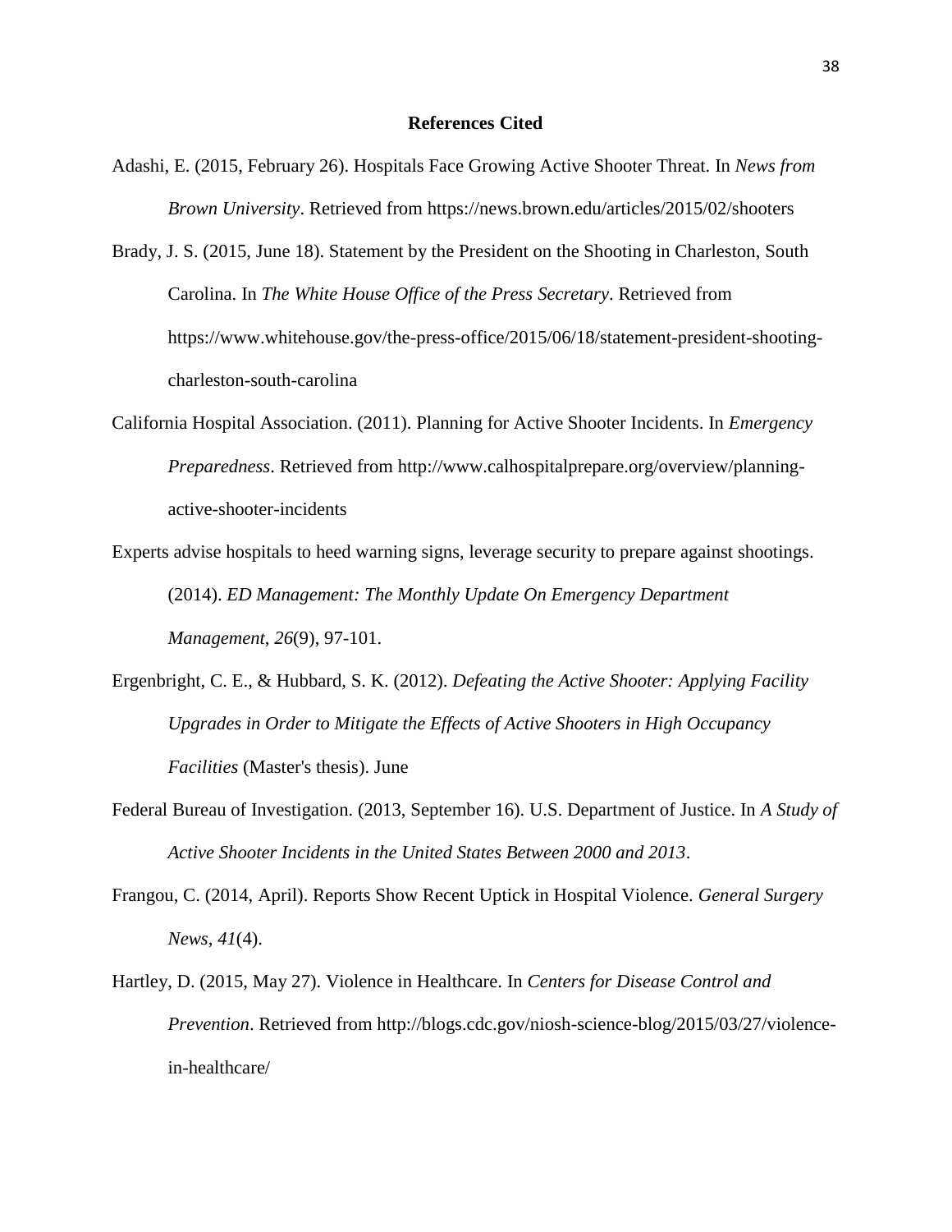## References Cited

Adashi, E. (2015, February 26). Hospitals Face Growing Active Shooter Threat. In *News from Brown University*. Retrieved from https://news.brown.edu/articles/2015/02/shooters

Brady, J. S. (2015, June 18). Statement by the President on the Shooting in Charleston, South Carolina. In *The White House Office of the Press Secretary*. Retrieved from https://www.whitehouse.gov/the-press-office/2015/06/18/statement-president-shooting-charleston-south-carolina

California Hospital Association. (2011). Planning for Active Shooter Incidents. In *Emergency Preparedness*. Retrieved from http://www.calhospitalprepare.org/overview/planning-active-shooter-incidents

Experts advise hospitals to heed warning signs, leverage security to prepare against shootings. (2014). *ED Management: The Monthly Update On Emergency Department Management*, *26*(9), 97-101.

Ergenbright, C. E., & Hubbard, S. K. (2012). *Defeating the Active Shooter: Applying Facility Upgrades in Order to Mitigate the Effects of Active Shooters in High Occupancy Facilities* (Master's thesis). June

Federal Bureau of Investigation. (2013, September 16). U.S. Department of Justice. In *A Study of Active Shooter Incidents in the United States Between 2000 and 2013*.

Frangou, C. (2014, April). Reports Show Recent Uptick in Hospital Violence. *General Surgery News*, *41*(4).

Hartley, D. (2015, May 27). Violence in Healthcare. In *Centers for Disease Control and Prevention*. Retrieved from http://blogs.cdc.gov/niosh-science-blog/2015/03/27/violence-in-healthcare/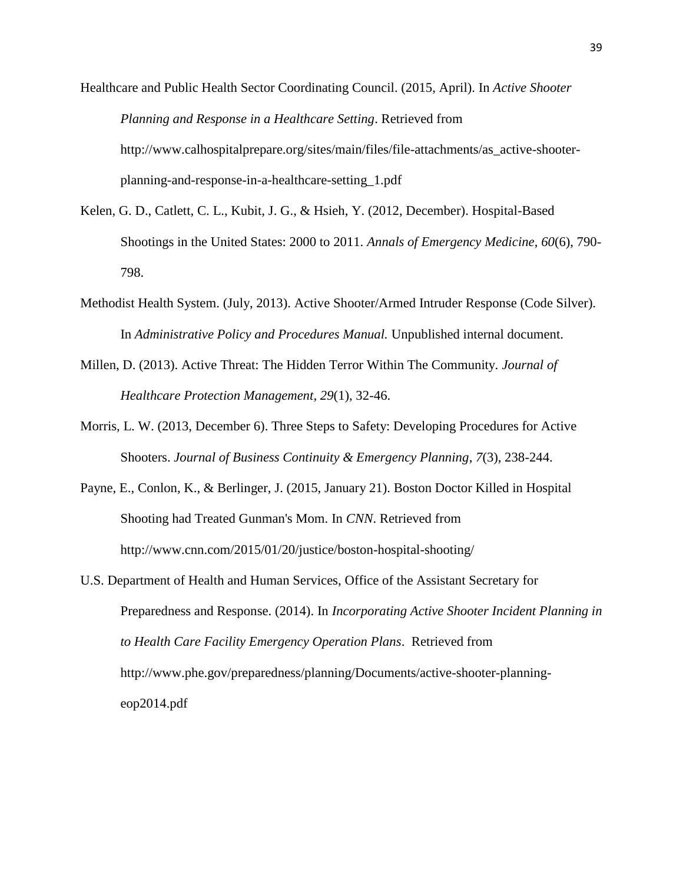Healthcare and Public Health Sector Coordinating Council. (2015, April). In *Active Shooter Planning and Response in a Healthcare Setting*. Retrieved from http://www.calhospitalprepare.org/sites/main/files/file-attachments/as_active-shooter-planning-and-response-in-a-healthcare-setting_1.pdf

Kelen, G. D., Catlett, C. L., Kubit, J. G., & Hsieh, Y. (2012, December). Hospital-Based Shootings in the United States: 2000 to 2011. *Annals of Emergency Medicine*, *60*(6), 790-798.

Methodist Health System. (July, 2013). Active Shooter/Armed Intruder Response (Code Silver). In *Administrative Policy and Procedures Manual.* Unpublished internal document.

Millen, D. (2013). Active Threat: The Hidden Terror Within The Community. *Journal of Healthcare Protection Management*, *29*(1), 32-46.

Morris, L. W. (2013, December 6). Three Steps to Safety: Developing Procedures for Active Shooters. *Journal of Business Continuity & Emergency Planning*, *7*(3), 238-244.

Payne, E., Conlon, K., & Berlinger, J. (2015, January 21). Boston Doctor Killed in Hospital Shooting had Treated Gunman's Mom. In *CNN*. Retrieved from http://www.cnn.com/2015/01/20/justice/boston-hospital-shooting/

U.S. Department of Health and Human Services, Office of the Assistant Secretary for Preparedness and Response. (2014). In *Incorporating Active Shooter Incident Planning in to Health Care Facility Emergency Operation Plans*. Retrieved from http://www.phe.gov/preparedness/planning/Documents/active-shooter-planning-eop2014.pdf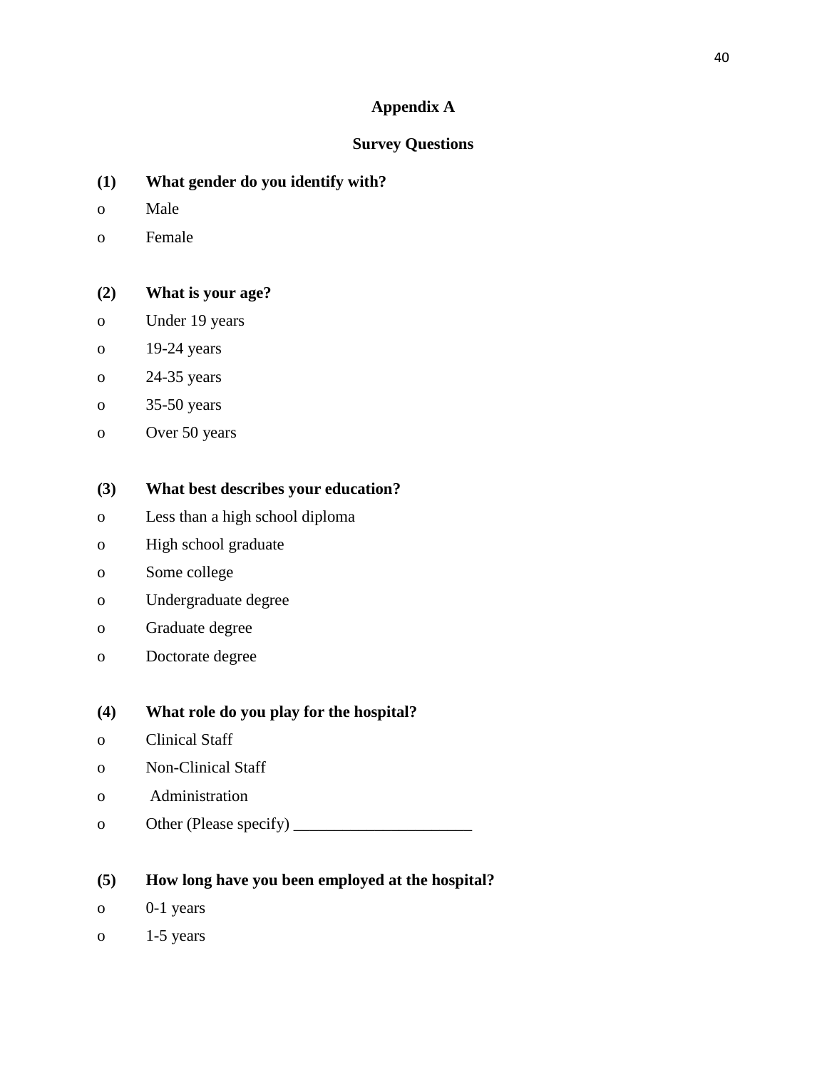# Appendix A

## Survey Questions

**(1) What gender do you identify with?**

- o Male
- o Female

**(2) What is your age?**

- o Under 19 years
- o 19-24 years
- o 24-35 years
- o 35-50 years
- o Over 50 years

**(3) What best describes your education?**

- o Less than a high school diploma
- o High school graduate
- o Some college
- o Undergraduate degree
- o Graduate degree
- o Doctorate degree

**(4) What role do you play for the hospital?**

- o Clinical Staff
- o Non-Clinical Staff
- o Administration
- o Other (Please specify) ______________________

**(5) How long have you been employed at the hospital?**

- o 0-1 years
- o 1-5 years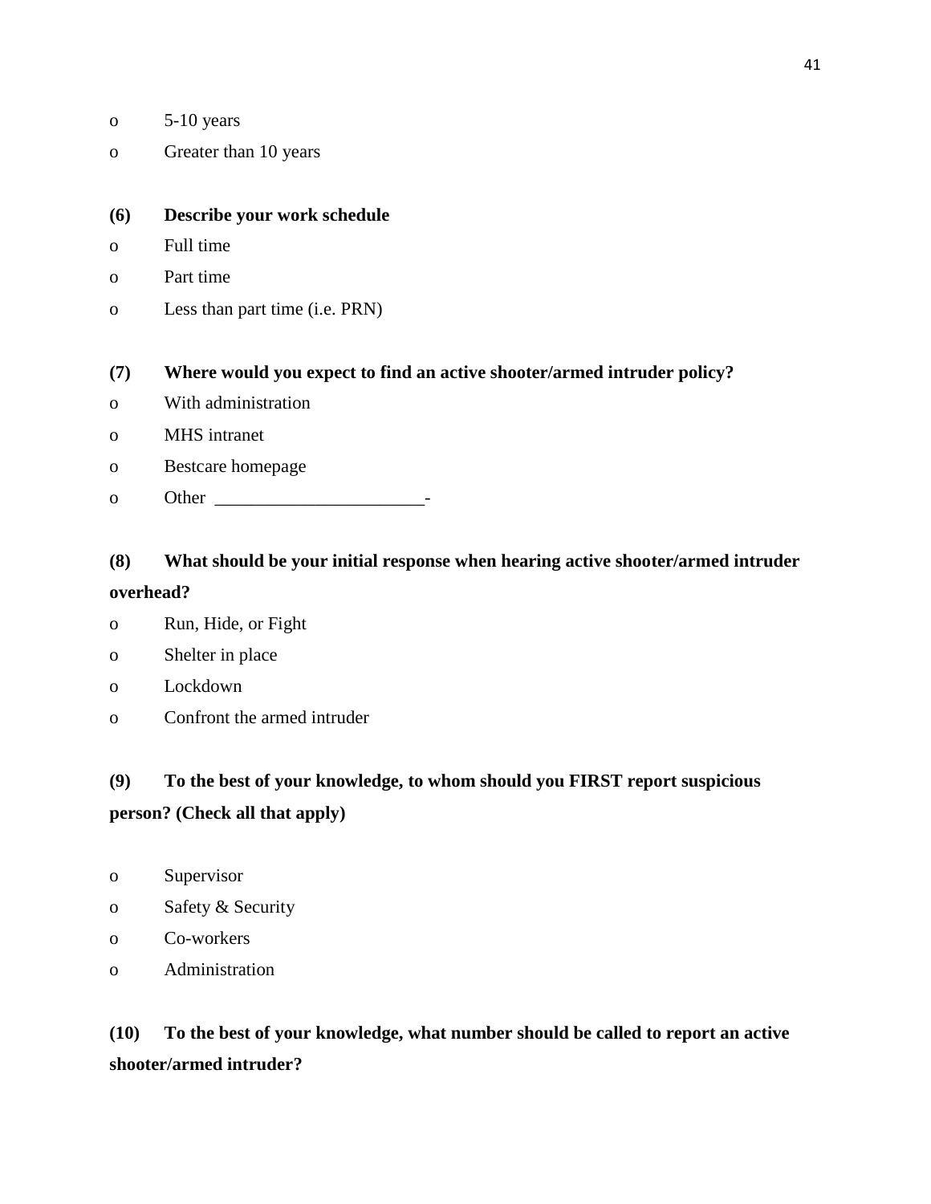- 5-10 years
- Greater than 10 years

**(6) Describe your work schedule**

- Full time
- Part time
- Less than part time (i.e. PRN)

**(7) Where would you expect to find an active shooter/armed intruder policy?**

- With administration
- MHS intranet
- Bestcare homepage
- Other _______________________-

**(8) What should be your initial response when hearing active shooter/armed intruder overhead?**

- Run, Hide, or Fight
- Shelter in place
- Lockdown
- Confront the armed intruder

**(9) To the best of your knowledge, to whom should you FIRST report suspicious person? (Check all that apply)**

- Supervisor
- Safety & Security
- Co-workers
- Administration

**(10) To the best of your knowledge, what number should be called to report an active shooter/armed intruder?**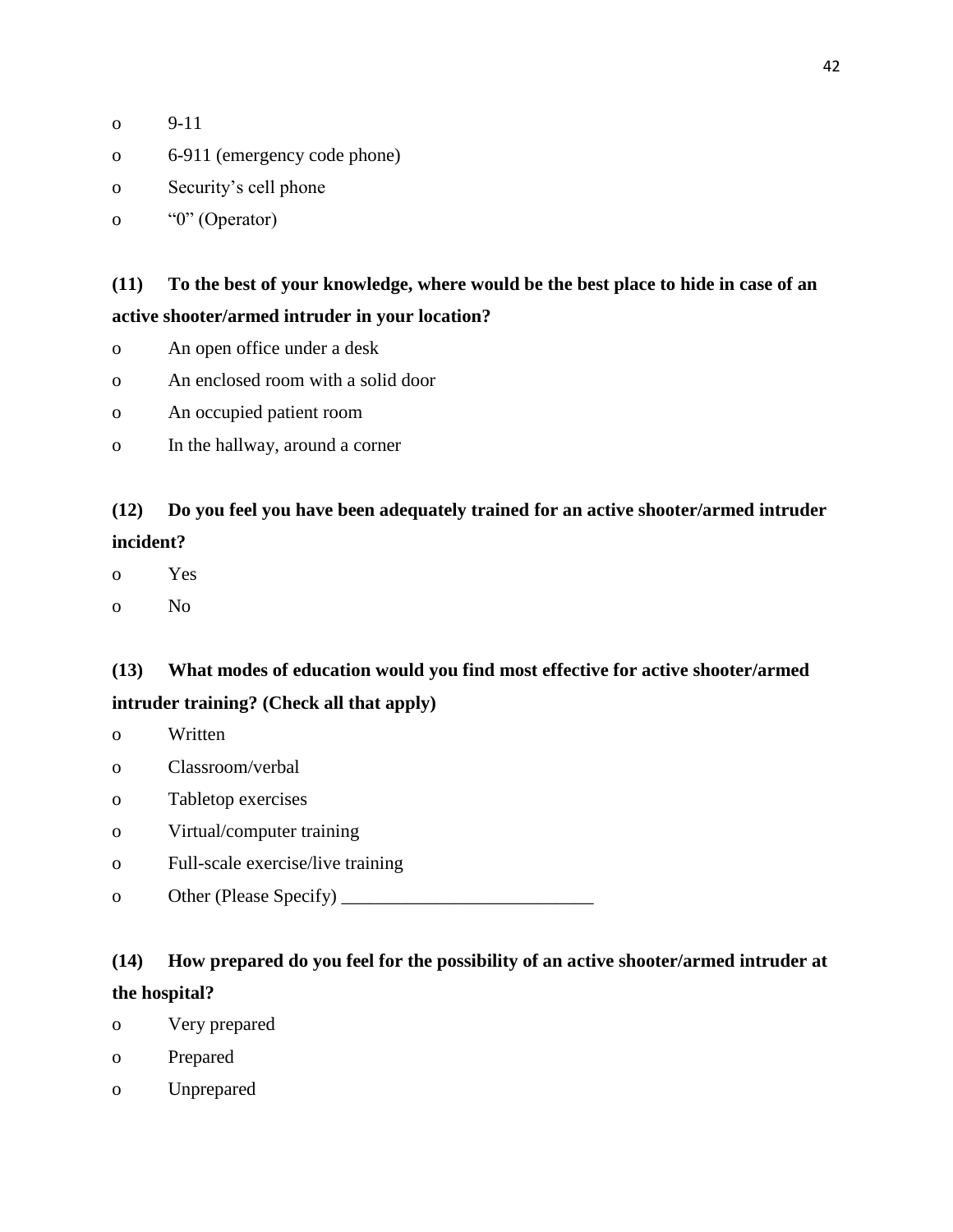- 9-11
- 6-911 (emergency code phone)
- Security's cell phone
- "0" (Operator)

**(11) To the best of your knowledge, where would be the best place to hide in case of an active shooter/armed intruder in your location?**

- An open office under a desk
- An enclosed room with a solid door
- An occupied patient room
- In the hallway, around a corner

**(12) Do you feel you have been adequately trained for an active shooter/armed intruder incident?**

- Yes
- No

**(13) What modes of education would you find most effective for active shooter/armed intruder training? (Check all that apply)**

- Written
- Classroom/verbal
- Tabletop exercises
- Virtual/computer training
- Full-scale exercise/live training
- Other (Please Specify) ___________________________

**(14) How prepared do you feel for the possibility of an active shooter/armed intruder at the hospital?**

- Very prepared
- Prepared
- Unprepared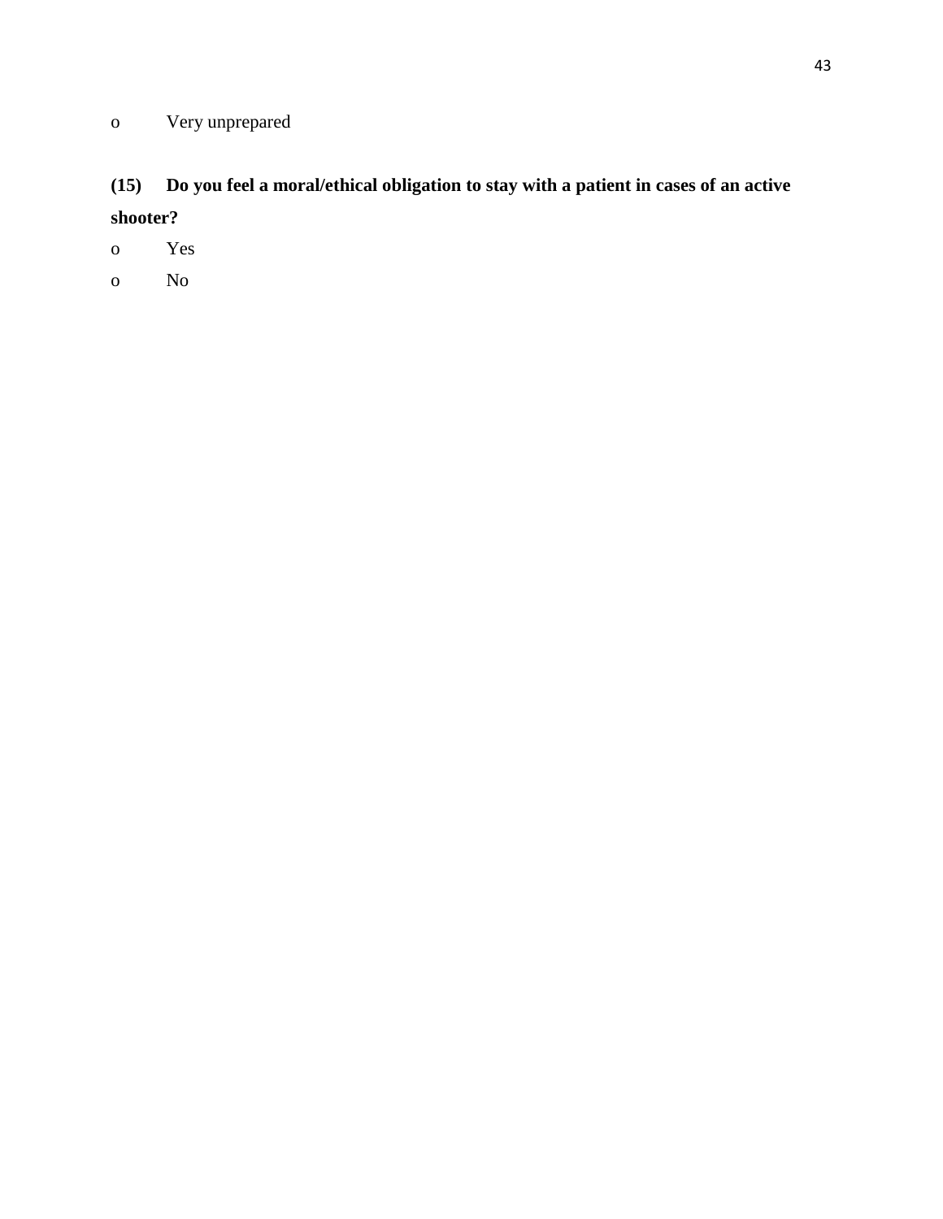- Very unprepared

**(15) Do you feel a moral/ethical obligation to stay with a patient in cases of an active shooter?**

- Yes
- No